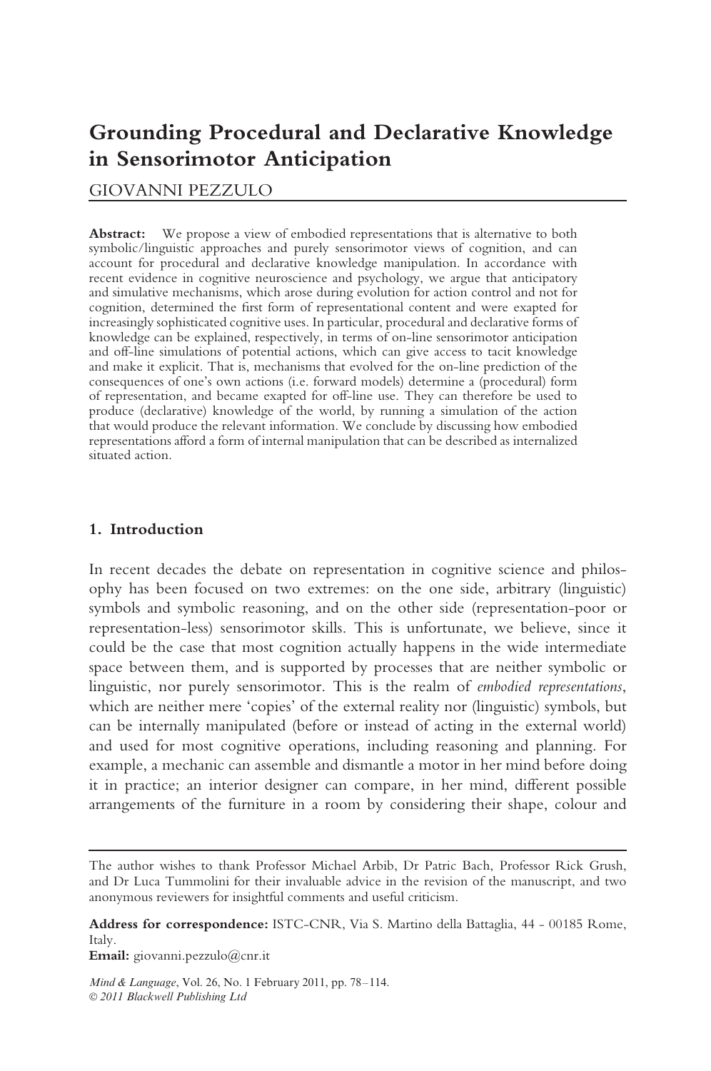# Grounding Procedural and Declarative Knowledge in Sensorimotor Anticipation

GIOVANNI PEZZULO

**Abstract:** We propose a view of embodied representations that is alternative to both symbolic/linguistic approaches and purely sensorimotor views of cognition, and can account for procedural and declarative knowledge manipulation. In accordance with recent evidence in cognitive neuroscience and psychology, we argue that anticipatory and simulative mechanisms, which arose during evolution for action control and not for cognition, determined the first form of representational content and were exapted for increasingly sophisticated cognitive uses. In particular, procedural and declarative forms of knowledge can be explained, respectively, in terms of on-line sensorimotor anticipation and off-line simulations of potential actions, which can give access to tacit knowledge and make it explicit. That is, mechanisms that evolved for the on-line prediction of the consequences of one's own actions (i.e. forward models) determine a (procedural) form of representation, and became exapted for off-line use. They can therefore be used to produce (declarative) knowledge of the world, by running a simulation of the action that would produce the relevant information. We conclude by discussing how embodied representations afford a form of internal manipulation that can be described as internalized situated action.

## 1. Introduction

In recent decades the debate on representation in cognitive science and philosophy has been focused on two extremes: on the one side, arbitrary (linguistic) symbols and symbolic reasoning, and on the other side (representation-poor or representation-less) sensorimotor skills. This is unfortunate, we believe, since it could be the case that most cognition actually happens in the wide intermediate space between them, and is supported by processes that are neither symbolic or linguistic, nor purely sensorimotor. This is the realm of *embodied representations*, which are neither mere 'copies' of the external reality nor (linguistic) symbols, but can be internally manipulated (before or instead of acting in the external world) and used for most cognitive operations, including reasoning and planning. For example, a mechanic can assemble and dismantle a motor in her mind before doing it in practice; an interior designer can compare, in her mind, different possible arrangements of the furniture in a room by considering their shape, colour and

---

The author wishes to thank Professor Michael Arbib, Dr Patric Bach, Professor Rick Grush, and Dr Luca Tummolini for their invaluable advice in the revision of the manuscript, and two anonymous reviewers for insightful comments and useful criticism.

**Address for correspondence:** ISTC-CNR, Via S. Martino della Battaglia, 44 - 00185 Rome, Italy.
**Email:** giovanni.pezzulo@cnr.it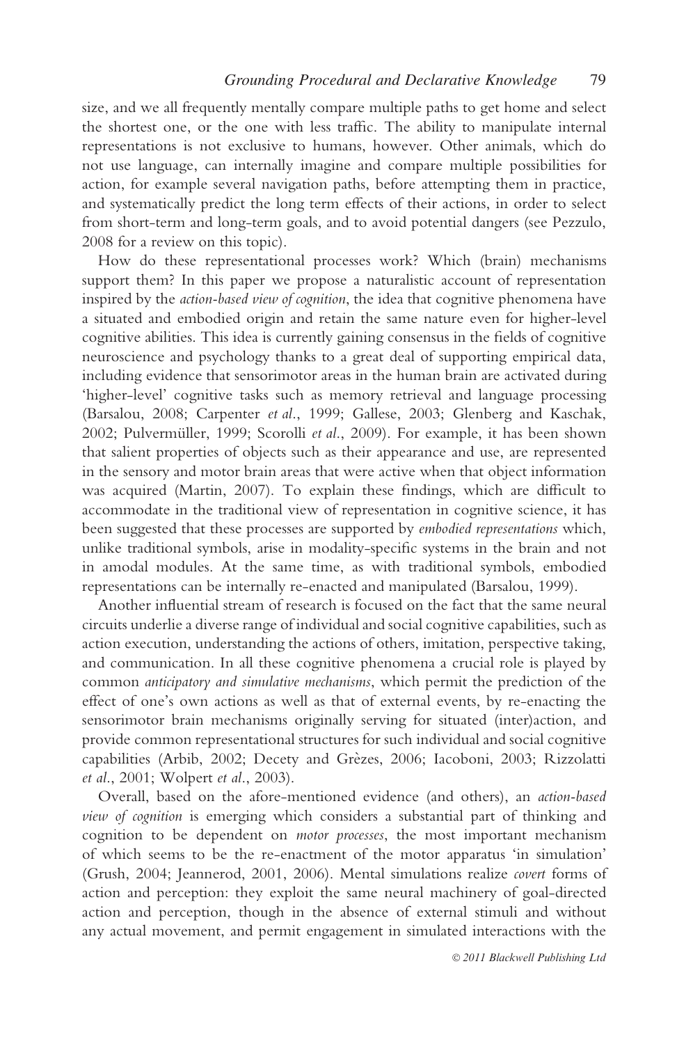size, and we all frequently mentally compare multiple paths to get home and select the shortest one, or the one with less traffic. The ability to manipulate internal representations is not exclusive to humans, however. Other animals, which do not use language, can internally imagine and compare multiple possibilities for action, for example several navigation paths, before attempting them in practice, and systematically predict the long term effects of their actions, in order to select from short-term and long-term goals, and to avoid potential dangers (see Pezzulo, 2008 for a review on this topic).

How do these representational processes work? Which (brain) mechanisms support them? In this paper we propose a naturalistic account of representation inspired by the *action-based view of cognition*, the idea that cognitive phenomena have a situated and embodied origin and retain the same nature even for higher-level cognitive abilities. This idea is currently gaining consensus in the fields of cognitive neuroscience and psychology thanks to a great deal of supporting empirical data, including evidence that sensorimotor areas in the human brain are activated during 'higher-level' cognitive tasks such as memory retrieval and language processing (Barsalou, 2008; Carpenter *et al*., 1999; Gallese, 2003; Glenberg and Kaschak, 2002; Pulvermüller, 1999; Scorolli *et al*., 2009). For example, it has been shown that salient properties of objects such as their appearance and use, are represented in the sensory and motor brain areas that were active when that object information was acquired (Martin, 2007). To explain these findings, which are difficult to accommodate in the traditional view of representation in cognitive science, it has been suggested that these processes are supported by *embodied representations* which, unlike traditional symbols, arise in modality-specific systems in the brain and not in amodal modules. At the same time, as with traditional symbols, embodied representations can be internally re-enacted and manipulated (Barsalou, 1999).

Another influential stream of research is focused on the fact that the same neural circuits underlie a diverse range of individual and social cognitive capabilities, such as action execution, understanding the actions of others, imitation, perspective taking, and communication. In all these cognitive phenomena a crucial role is played by common *anticipatory and simulative mechanisms*, which permit the prediction of the effect of one's own actions as well as that of external events, by re-enacting the sensorimotor brain mechanisms originally serving for situated (inter)action, and provide common representational structures for such individual and social cognitive capabilities (Arbib, 2002; Decety and Grèzes, 2006; Iacoboni, 2003; Rizzolatti *et al*., 2001; Wolpert *et al*., 2003).

Overall, based on the afore-mentioned evidence (and others), an *action-based view of cognition* is emerging which considers a substantial part of thinking and cognition to be dependent on *motor processes*, the most important mechanism of which seems to be the re-enactment of the motor apparatus 'in simulation' (Grush, 2004; Jeannerod, 2001, 2006). Mental simulations realize *covert* forms of action and perception: they exploit the same neural machinery of goal-directed action and perception, though in the absence of external stimuli and without any actual movement, and permit engagement in simulated interactions with the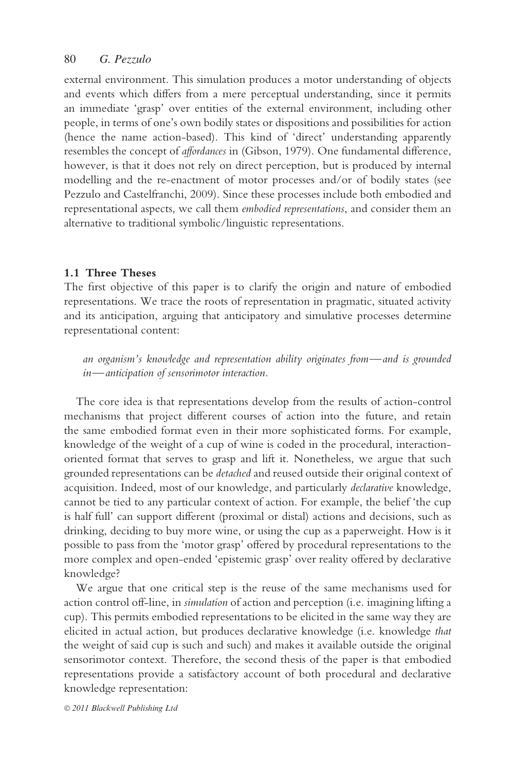external environment. This simulation produces a motor understanding of objects and events which differs from a mere perceptual understanding, since it permits an immediate 'grasp' over entities of the external environment, including other people, in terms of one's own bodily states or dispositions and possibilities for action (hence the name action-based). This kind of 'direct' understanding apparently resembles the concept of *affordances* in (Gibson, 1979). One fundamental difference, however, is that it does not rely on direct perception, but is produced by internal modelling and the re-enactment of motor processes and/or of bodily states (see Pezzulo and Castelfranchi, 2009). Since these processes include both embodied and representational aspects, we call them *embodied representations*, and consider them an alternative to traditional symbolic/linguistic representations.

### 1.1 Three Theses

The first objective of this paper is to clarify the origin and nature of embodied representations. We trace the roots of representation in pragmatic, situated activity and its anticipation, arguing that anticipatory and simulative processes determine representational content:

> *an organism's knowledge and representation ability originates from—and is grounded in—anticipation of sensorimotor interaction.*

The core idea is that representations develop from the results of action-control mechanisms that project different courses of action into the future, and retain the same embodied format even in their more sophisticated forms. For example, knowledge of the weight of a cup of wine is coded in the procedural, interaction-oriented format that serves to grasp and lift it. Nonetheless, we argue that such grounded representations can be *detached* and reused outside their original context of acquisition. Indeed, most of our knowledge, and particularly *declarative* knowledge, cannot be tied to any particular context of action. For example, the belief 'the cup is half full' can support different (proximal or distal) actions and decisions, such as drinking, deciding to buy more wine, or using the cup as a paperweight. How is it possible to pass from the 'motor grasp' offered by procedural representations to the more complex and open-ended 'epistemic grasp' over reality offered by declarative knowledge?

We argue that one critical step is the reuse of the same mechanisms used for action control off-line, in *simulation* of action and perception (i.e. imagining lifting a cup). This permits embodied representations to be elicited in the same way they are elicited in actual action, but produces declarative knowledge (i.e. knowledge *that* the weight of said cup is such and such) and makes it available outside the original sensorimotor context. Therefore, the second thesis of the paper is that embodied representations provide a satisfactory account of both procedural and declarative knowledge representation: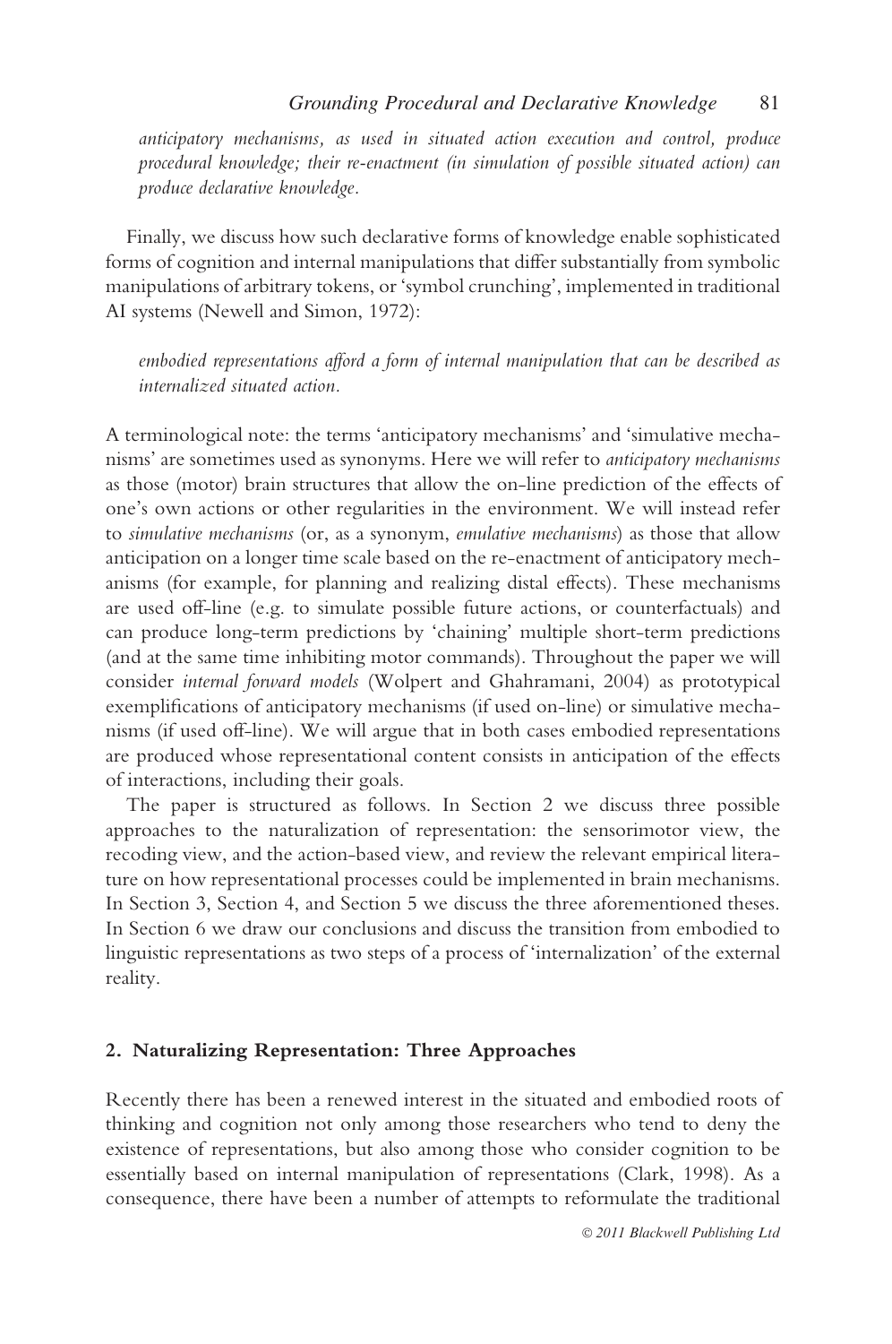*anticipatory mechanisms, as used in situated action execution and control, produce procedural knowledge; their re-enactment (in simulation of possible situated action) can produce declarative knowledge.*

Finally, we discuss how such declarative forms of knowledge enable sophisticated forms of cognition and internal manipulations that differ substantially from symbolic manipulations of arbitrary tokens, or 'symbol crunching', implemented in traditional AI systems (Newell and Simon, 1972):

*embodied representations afford a form of internal manipulation that can be described as internalized situated action.*

A terminological note: the terms 'anticipatory mechanisms' and 'simulative mechanisms' are sometimes used as synonyms. Here we will refer to *anticipatory mechanisms* as those (motor) brain structures that allow the on-line prediction of the effects of one's own actions or other regularities in the environment. We will instead refer to *simulative mechanisms* (or, as a synonym, *emulative mechanisms*) as those that allow anticipation on a longer time scale based on the re-enactment of anticipatory mechanisms (for example, for planning and realizing distal effects). These mechanisms are used off-line (e.g. to simulate possible future actions, or counterfactuals) and can produce long-term predictions by 'chaining' multiple short-term predictions (and at the same time inhibiting motor commands). Throughout the paper we will consider *internal forward models* (Wolpert and Ghahramani, 2004) as prototypical exemplifications of anticipatory mechanisms (if used on-line) or simulative mechanisms (if used off-line). We will argue that in both cases embodied representations are produced whose representational content consists in anticipation of the effects of interactions, including their goals.

The paper is structured as follows. In Section 2 we discuss three possible approaches to the naturalization of representation: the sensorimotor view, the recoding view, and the action-based view, and review the relevant empirical literature on how representational processes could be implemented in brain mechanisms. In Section 3, Section 4, and Section 5 we discuss the three aforementioned theses. In Section 6 we draw our conclusions and discuss the transition from embodied to linguistic representations as two steps of a process of 'internalization' of the external reality.

## 2. Naturalizing Representation: Three Approaches

Recently there has been a renewed interest in the situated and embodied roots of thinking and cognition not only among those researchers who tend to deny the existence of representations, but also among those who consider cognition to be essentially based on internal manipulation of representations (Clark, 1998). As a consequence, there have been a number of attempts to reformulate the traditional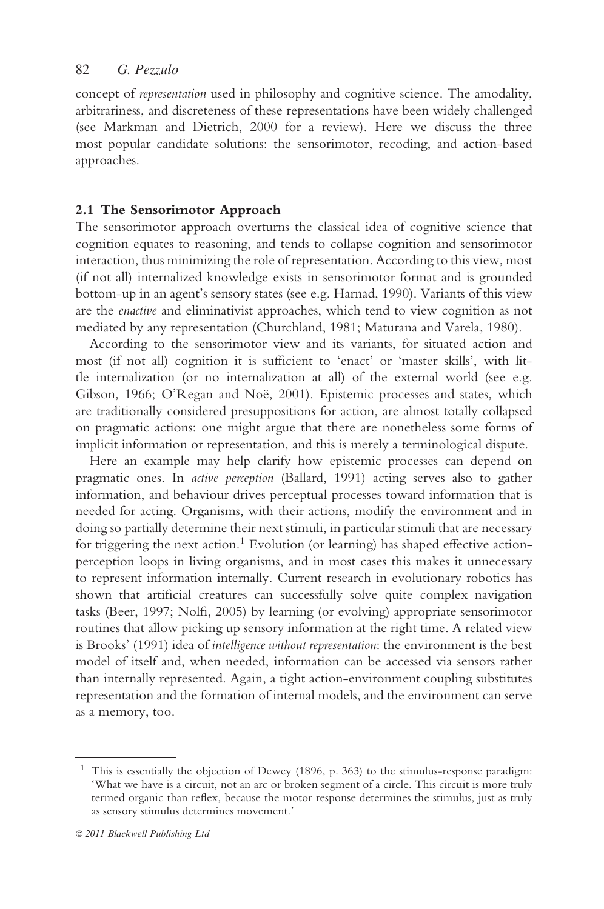concept of *representation* used in philosophy and cognitive science. The amodality, arbitrariness, and discreteness of these representations have been widely challenged (see Markman and Dietrich, 2000 for a review). Here we discuss the three most popular candidate solutions: the sensorimotor, recoding, and action-based approaches.

### 2.1 The Sensorimotor Approach

The sensorimotor approach overturns the classical idea of cognitive science that cognition equates to reasoning, and tends to collapse cognition and sensorimotor interaction, thus minimizing the role of representation. According to this view, most (if not all) internalized knowledge exists in sensorimotor format and is grounded bottom-up in an agent's sensory states (see e.g. Harnad, 1990). Variants of this view are the *enactive* and eliminativist approaches, which tend to view cognition as not mediated by any representation (Churchland, 1981; Maturana and Varela, 1980).

According to the sensorimotor view and its variants, for situated action and most (if not all) cognition it is sufficient to 'enact' or 'master skills', with little internalization (or no internalization at all) of the external world (see e.g. Gibson, 1966; O'Regan and Noë, 2001). Epistemic processes and states, which are traditionally considered presuppositions for action, are almost totally collapsed on pragmatic actions: one might argue that there are nonetheless some forms of implicit information or representation, and this is merely a terminological dispute.

Here an example may help clarify how epistemic processes can depend on pragmatic ones. In *active perception* (Ballard, 1991) acting serves also to gather information, and behaviour drives perceptual processes toward information that is needed for acting. Organisms, with their actions, modify the environment and in doing so partially determine their next stimuli, in particular stimuli that are necessary for triggering the next action.[1] Evolution (or learning) has shaped effective action-perception loops in living organisms, and in most cases this makes it unnecessary to represent information internally. Current research in evolutionary robotics has shown that artificial creatures can successfully solve quite complex navigation tasks (Beer, 1997; Nolfi, 2005) by learning (or evolving) appropriate sensorimotor routines that allow picking up sensory information at the right time. A related view is Brooks' (1991) idea of *intelligence without representation*: the environment is the best model of itself and, when needed, information can be accessed via sensors rather than internally represented. Again, a tight action-environment coupling substitutes representation and the formation of internal models, and the environment can serve as a memory, too.

---

[1] This is essentially the objection of Dewey (1896, p. 363) to the stimulus-response paradigm: 'What we have is a circuit, not an arc or broken segment of a circle. This circuit is more truly termed organic than reflex, because the motor response determines the stimulus, just as truly as sensory stimulus determines movement.'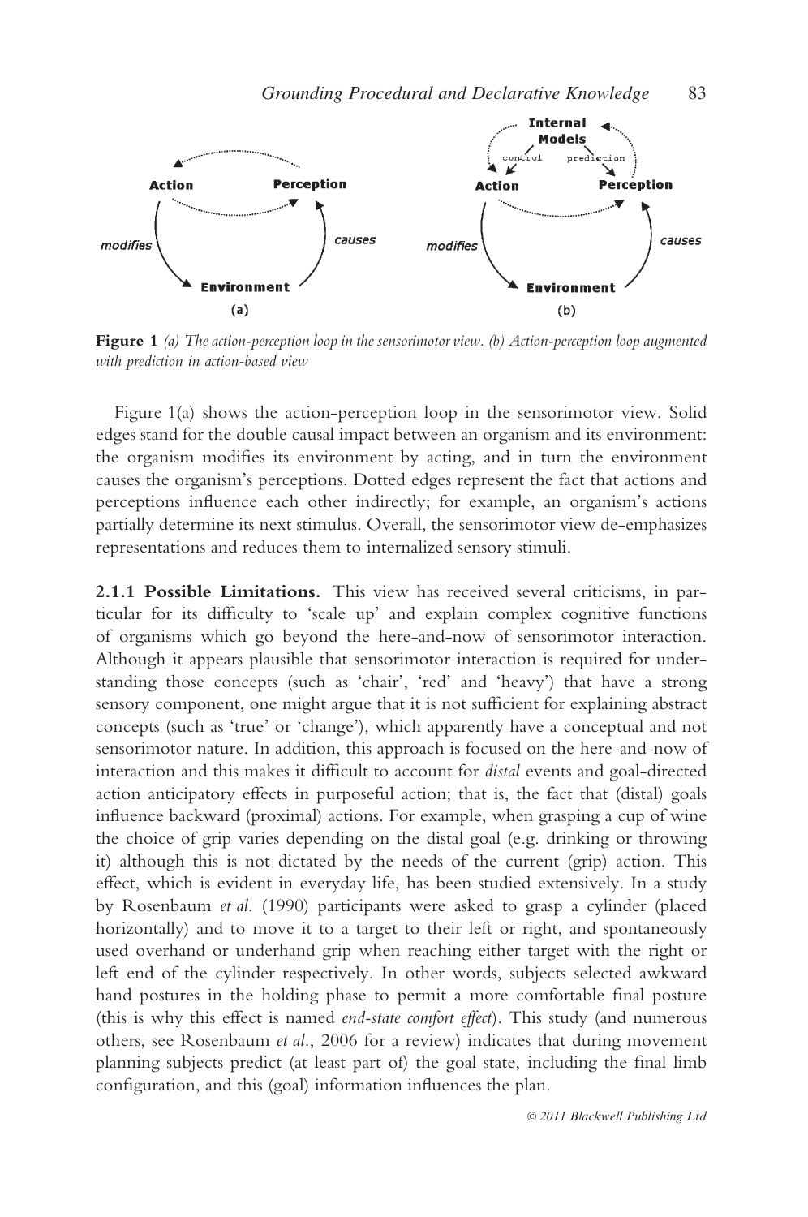**Figure 1** *(a) The action-perception loop in the sensorimotor view. (b) Action-perception loop augmented with prediction in action-based view*

Figure 1(a) shows the action-perception loop in the sensorimotor view. Solid edges stand for the double causal impact between an organism and its environment: the organism modifies its environment by acting, and in turn the environment causes the organism's perceptions. Dotted edges represent the fact that actions and perceptions influence each other indirectly; for example, an organism's actions partially determine its next stimulus. Overall, the sensorimotor view de-emphasizes representations and reduces them to internalized sensory stimuli.

**2.1.1 Possible Limitations.** This view has received several criticisms, in particular for its difficulty to 'scale up' and explain complex cognitive functions of organisms which go beyond the here-and-now of sensorimotor interaction. Although it appears plausible that sensorimotor interaction is required for understanding those concepts (such as 'chair', 'red' and 'heavy') that have a strong sensory component, one might argue that it is not sufficient for explaining abstract concepts (such as 'true' or 'change'), which apparently have a conceptual and not sensorimotor nature. In addition, this approach is focused on the here-and-now of interaction and this makes it difficult to account for *distal* events and goal-directed action anticipatory effects in purposeful action; that is, the fact that (distal) goals influence backward (proximal) actions. For example, when grasping a cup of wine the choice of grip varies depending on the distal goal (e.g. drinking or throwing it) although this is not dictated by the needs of the current (grip) action. This effect, which is evident in everyday life, has been studied extensively. In a study by Rosenbaum *et al*. (1990) participants were asked to grasp a cylinder (placed horizontally) and to move it to a target to their left or right, and spontaneously used overhand or underhand grip when reaching either target with the right or left end of the cylinder respectively. In other words, subjects selected awkward hand postures in the holding phase to permit a more comfortable final posture (this is why this effect is named *end-state comfort effect*). This study (and numerous others, see Rosenbaum *et al*., 2006 for a review) indicates that during movement planning subjects predict (at least part of) the goal state, including the final limb configuration, and this (goal) information influences the plan.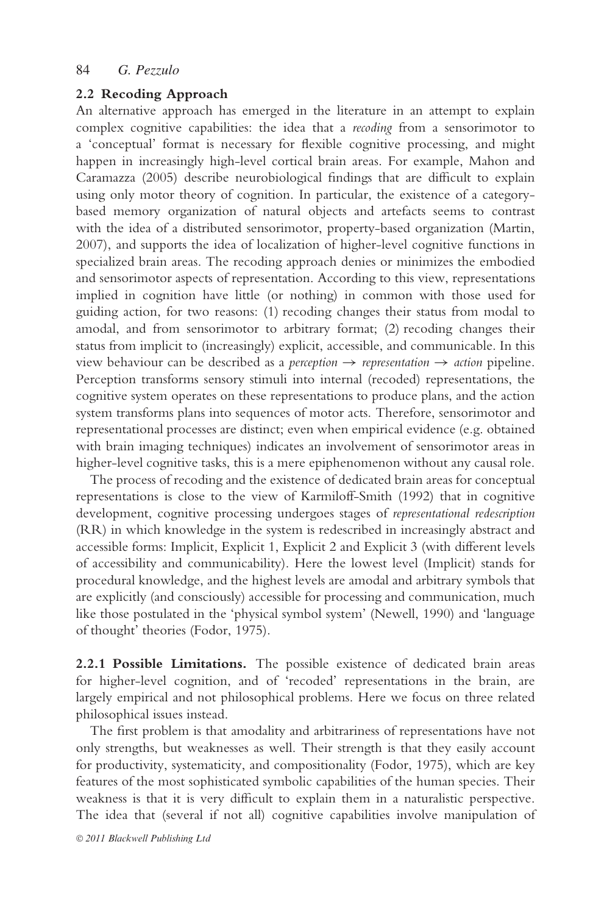### 2.2 Recoding Approach

An alternative approach has emerged in the literature in an attempt to explain complex cognitive capabilities: the idea that a *recoding* from a sensorimotor to a 'conceptual' format is necessary for flexible cognitive processing, and might happen in increasingly high-level cortical brain areas. For example, Mahon and Caramazza (2005) describe neurobiological findings that are difficult to explain using only motor theory of cognition. In particular, the existence of a category-based memory organization of natural objects and artefacts seems to contrast with the idea of a distributed sensorimotor, property-based organization (Martin, 2007), and supports the idea of localization of higher-level cognitive functions in specialized brain areas. The recoding approach denies or minimizes the embodied and sensorimotor aspects of representation. According to this view, representations implied in cognition have little (or nothing) in common with those used for guiding action, for two reasons: (1) recoding changes their status from modal to amodal, and from sensorimotor to arbitrary format; (2) recoding changes their status from implicit to (increasingly) explicit, accessible, and communicable. In this view behaviour can be described as a *perception → representation → action* pipeline. Perception transforms sensory stimuli into internal (recoded) representations, the cognitive system operates on these representations to produce plans, and the action system transforms plans into sequences of motor acts. Therefore, sensorimotor and representational processes are distinct; even when empirical evidence (e.g. obtained with brain imaging techniques) indicates an involvement of sensorimotor areas in higher-level cognitive tasks, this is a mere epiphenomenon without any causal role.

The process of recoding and the existence of dedicated brain areas for conceptual representations is close to the view of Karmiloff-Smith (1992) that in cognitive development, cognitive processing undergoes stages of *representational redescription* (RR) in which knowledge in the system is redescribed in increasingly abstract and accessible forms: Implicit, Explicit 1, Explicit 2 and Explicit 3 (with different levels of accessibility and communicability). Here the lowest level (Implicit) stands for procedural knowledge, and the highest levels are amodal and arbitrary symbols that are explicitly (and consciously) accessible for processing and communication, much like those postulated in the 'physical symbol system' (Newell, 1990) and 'language of thought' theories (Fodor, 1975).

**2.2.1 Possible Limitations.** The possible existence of dedicated brain areas for higher-level cognition, and of 'recoded' representations in the brain, are largely empirical and not philosophical problems. Here we focus on three related philosophical issues instead.

The first problem is that amodality and arbitrariness of representations have not only strengths, but weaknesses as well. Their strength is that they easily account for productivity, systematicity, and compositionality (Fodor, 1975), which are key features of the most sophisticated symbolic capabilities of the human species. Their weakness is that it is very difficult to explain them in a naturalistic perspective. The idea that (several if not all) cognitive capabilities involve manipulation of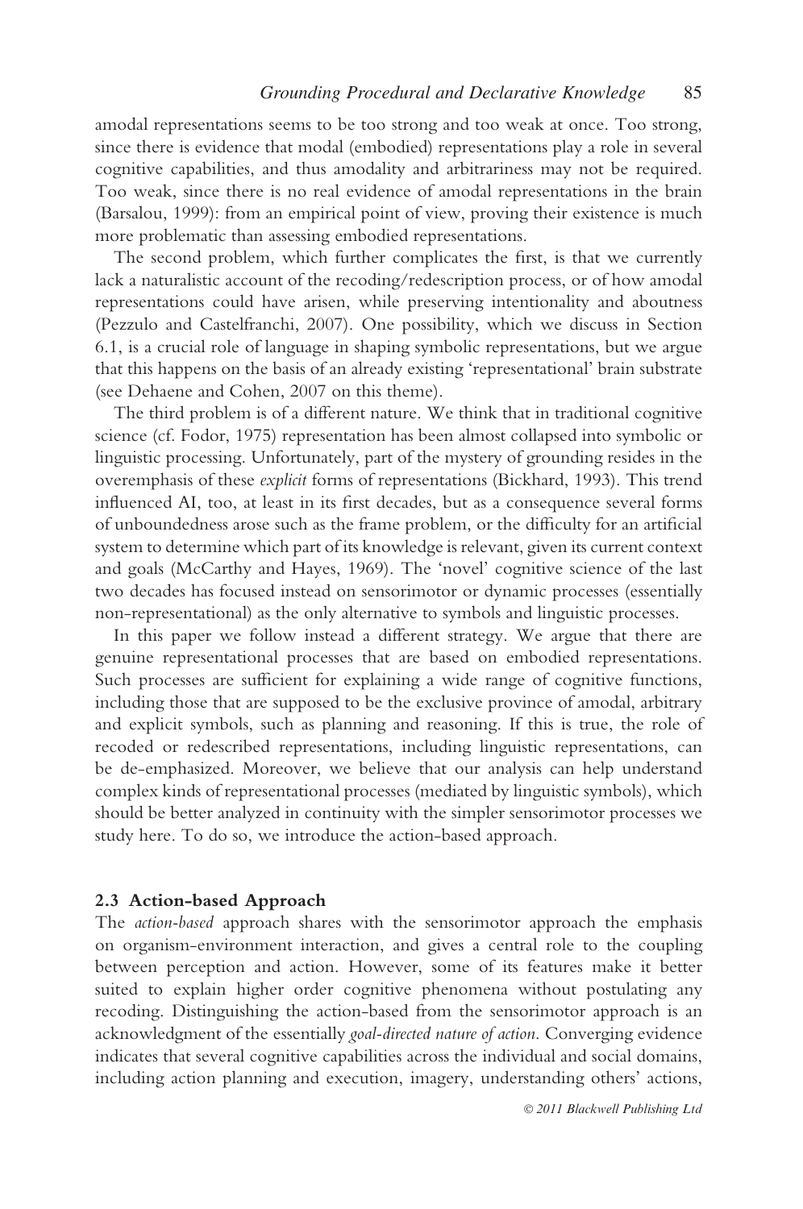amodal representations seems to be too strong and too weak at once. Too strong, since there is evidence that modal (embodied) representations play a role in several cognitive capabilities, and thus amodality and arbitrariness may not be required. Too weak, since there is no real evidence of amodal representations in the brain (Barsalou, 1999): from an empirical point of view, proving their existence is much more problematic than assessing embodied representations.

The second problem, which further complicates the first, is that we currently lack a naturalistic account of the recoding/redescription process, or of how amodal representations could have arisen, while preserving intentionality and aboutness (Pezzulo and Castelfranchi, 2007). One possibility, which we discuss in Section 6.1, is a crucial role of language in shaping symbolic representations, but we argue that this happens on the basis of an already existing 'representational' brain substrate (see Dehaene and Cohen, 2007 on this theme).

The third problem is of a different nature. We think that in traditional cognitive science (cf. Fodor, 1975) representation has been almost collapsed into symbolic or linguistic processing. Unfortunately, part of the mystery of grounding resides in the overemphasis of these *explicit* forms of representations (Bickhard, 1993). This trend influenced AI, too, at least in its first decades, but as a consequence several forms of unboundedness arose such as the frame problem, or the difficulty for an artificial system to determine which part of its knowledge is relevant, given its current context and goals (McCarthy and Hayes, 1969). The 'novel' cognitive science of the last two decades has focused instead on sensorimotor or dynamic processes (essentially non-representational) as the only alternative to symbols and linguistic processes.

In this paper we follow instead a different strategy. We argue that there are genuine representational processes that are based on embodied representations. Such processes are sufficient for explaining a wide range of cognitive functions, including those that are supposed to be the exclusive province of amodal, arbitrary and explicit symbols, such as planning and reasoning. If this is true, the role of recoded or redescribed representations, including linguistic representations, can be de-emphasized. Moreover, we believe that our analysis can help understand complex kinds of representational processes (mediated by linguistic symbols), which should be better analyzed in continuity with the simpler sensorimotor processes we study here. To do so, we introduce the action-based approach.

### 2.3 Action-based Approach

The *action-based* approach shares with the sensorimotor approach the emphasis on organism-environment interaction, and gives a central role to the coupling between perception and action. However, some of its features make it better suited to explain higher order cognitive phenomena without postulating any recoding. Distinguishing the action-based from the sensorimotor approach is an acknowledgment of the essentially *goal-directed nature of action*. Converging evidence indicates that several cognitive capabilities across the individual and social domains, including action planning and execution, imagery, understanding others' actions,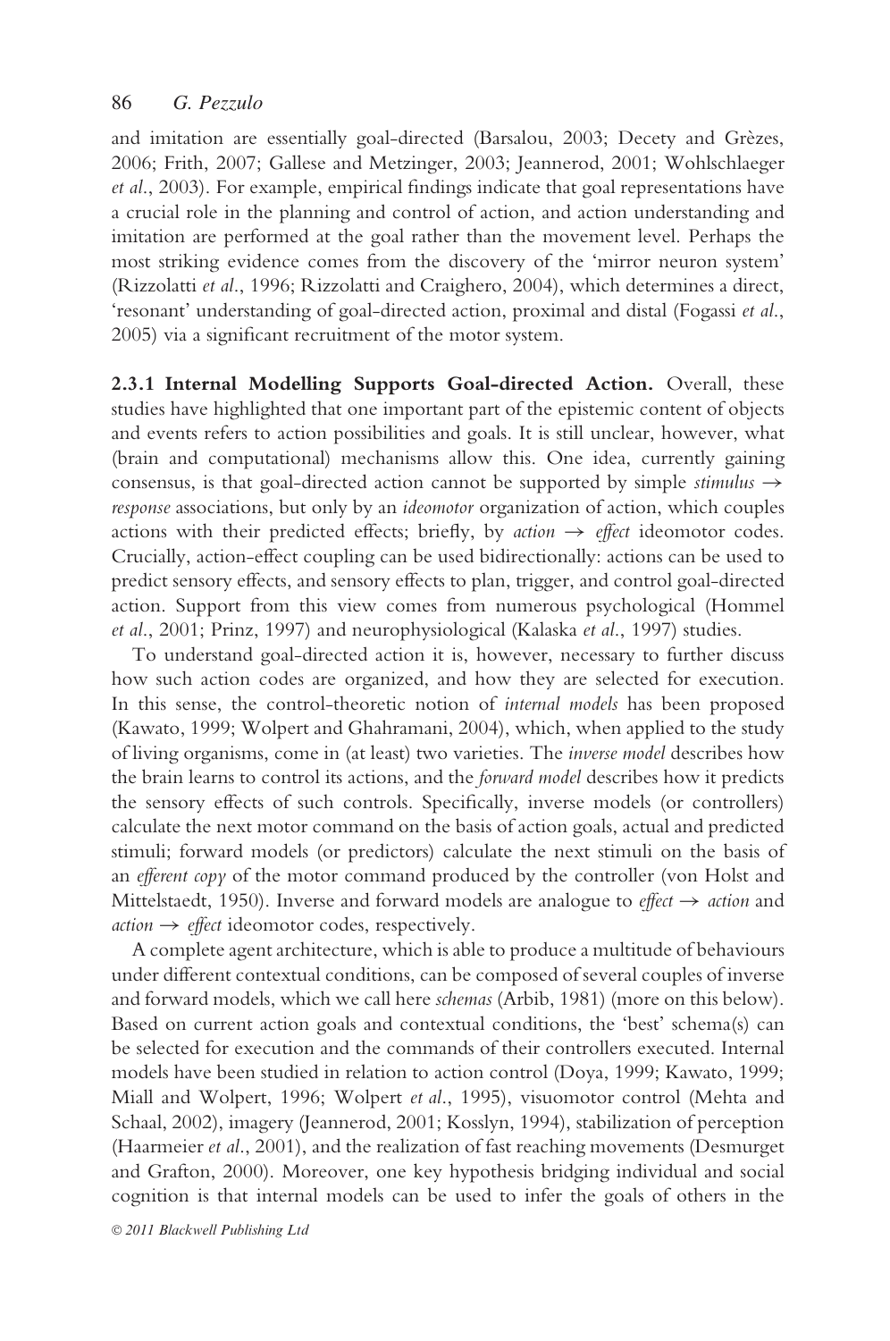and imitation are essentially goal-directed (Barsalou, 2003; Decety and Grèzes, 2006; Frith, 2007; Gallese and Metzinger, 2003; Jeannerod, 2001; Wohlschlaeger *et al*., 2003). For example, empirical findings indicate that goal representations have a crucial role in the planning and control of action, and action understanding and imitation are performed at the goal rather than the movement level. Perhaps the most striking evidence comes from the discovery of the 'mirror neuron system' (Rizzolatti *et al*., 1996; Rizzolatti and Craighero, 2004), which determines a direct, 'resonant' understanding of goal-directed action, proximal and distal (Fogassi *et al*., 2005) via a significant recruitment of the motor system.

**2.3.1 Internal Modelling Supports Goal-directed Action.** Overall, these studies have highlighted that one important part of the epistemic content of objects and events refers to action possibilities and goals. It is still unclear, however, what (brain and computational) mechanisms allow this. One idea, currently gaining consensus, is that goal-directed action cannot be supported by simple *stimulus* $\rightarrow$ *response* associations, but only by an *ideomotor* organization of action, which couples actions with their predicted effects; briefly, by *action* $\rightarrow$ *effect* ideomotor codes. Crucially, action-effect coupling can be used bidirectionally: actions can be used to predict sensory effects, and sensory effects to plan, trigger, and control goal-directed action. Support from this view comes from numerous psychological (Hommel *et al*., 2001; Prinz, 1997) and neurophysiological (Kalaska *et al*., 1997) studies.

To understand goal-directed action it is, however, necessary to further discuss how such action codes are organized, and how they are selected for execution. In this sense, the control-theoretic notion of *internal models* has been proposed (Kawato, 1999; Wolpert and Ghahramani, 2004), which, when applied to the study of living organisms, come in (at least) two varieties. The *inverse model* describes how the brain learns to control its actions, and the *forward model* describes how it predicts the sensory effects of such controls. Specifically, inverse models (or controllers) calculate the next motor command on the basis of action goals, actual and predicted stimuli; forward models (or predictors) calculate the next stimuli on the basis of an *efferent copy* of the motor command produced by the controller (von Holst and Mittelstaedt, 1950). Inverse and forward models are analogue to *effect* $\rightarrow$ *action* and *action* $\rightarrow$ *effect* ideomotor codes, respectively.

A complete agent architecture, which is able to produce a multitude of behaviours under different contextual conditions, can be composed of several couples of inverse and forward models, which we call here *schemas* (Arbib, 1981) (more on this below). Based on current action goals and contextual conditions, the 'best' schema(s) can be selected for execution and the commands of their controllers executed. Internal models have been studied in relation to action control (Doya, 1999; Kawato, 1999; Miall and Wolpert, 1996; Wolpert *et al*., 1995), visuomotor control (Mehta and Schaal, 2002), imagery (Jeannerod, 2001; Kosslyn, 1994), stabilization of perception (Haarmeier *et al*., 2001), and the realization of fast reaching movements (Desmurget and Grafton, 2000). Moreover, one key hypothesis bridging individual and social cognition is that internal models can be used to infer the goals of others in the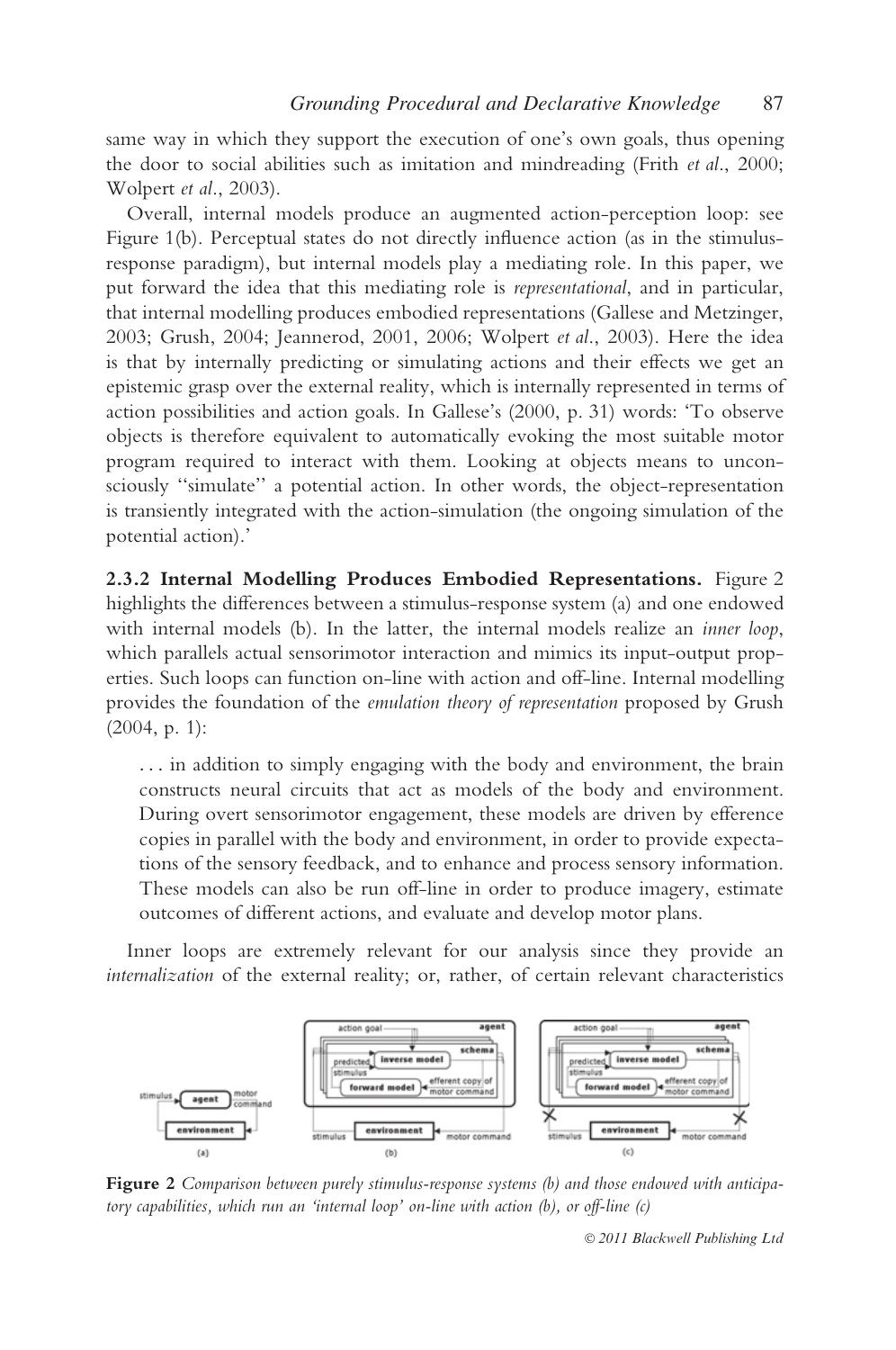same way in which they support the execution of one's own goals, thus opening the door to social abilities such as imitation and mindreading (Frith *et al*., 2000; Wolpert *et al*., 2003).

Overall, internal models produce an augmented action-perception loop: see Figure 1(b). Perceptual states do not directly influence action (as in the stimulus-response paradigm), but internal models play a mediating role. In this paper, we put forward the idea that this mediating role is *representational*, and in particular, that internal modelling produces embodied representations (Gallese and Metzinger, 2003; Grush, 2004; Jeannerod, 2001, 2006; Wolpert *et al*., 2003). Here the idea is that by internally predicting or simulating actions and their effects we get an epistemic grasp over the external reality, which is internally represented in terms of action possibilities and action goals. In Gallese's (2000, p. 31) words: 'To observe objects is therefore equivalent to automatically evoking the most suitable motor program required to interact with them. Looking at objects means to unconsciously ''simulate'' a potential action. In other words, the object-representation is transiently integrated with the action-simulation (the ongoing simulation of the potential action).'

**2.3.2 Internal Modelling Produces Embodied Representations.** Figure 2 highlights the differences between a stimulus-response system (a) and one endowed with internal models (b). In the latter, the internal models realize an *inner loop*, which parallels actual sensorimotor interaction and mimics its input-output properties. Such loops can function on-line with action and off-line. Internal modelling provides the foundation of the *emulation theory of representation* proposed by Grush (2004, p. 1):

> . . . in addition to simply engaging with the body and environment, the brain constructs neural circuits that act as models of the body and environment. During overt sensorimotor engagement, these models are driven by efference copies in parallel with the body and environment, in order to provide expectations of the sensory feedback, and to enhance and process sensory information. These models can also be run off-line in order to produce imagery, estimate outcomes of different actions, and evaluate and develop motor plans.

Inner loops are extremely relevant for our analysis since they provide an *internalization* of the external reality; or, rather, of certain relevant characteristics

**Figure 2** *Comparison between purely stimulus-response systems (b) and those endowed with anticipatory capabilities, which run an 'internal loop' on-line with action (b), or off-line (c)*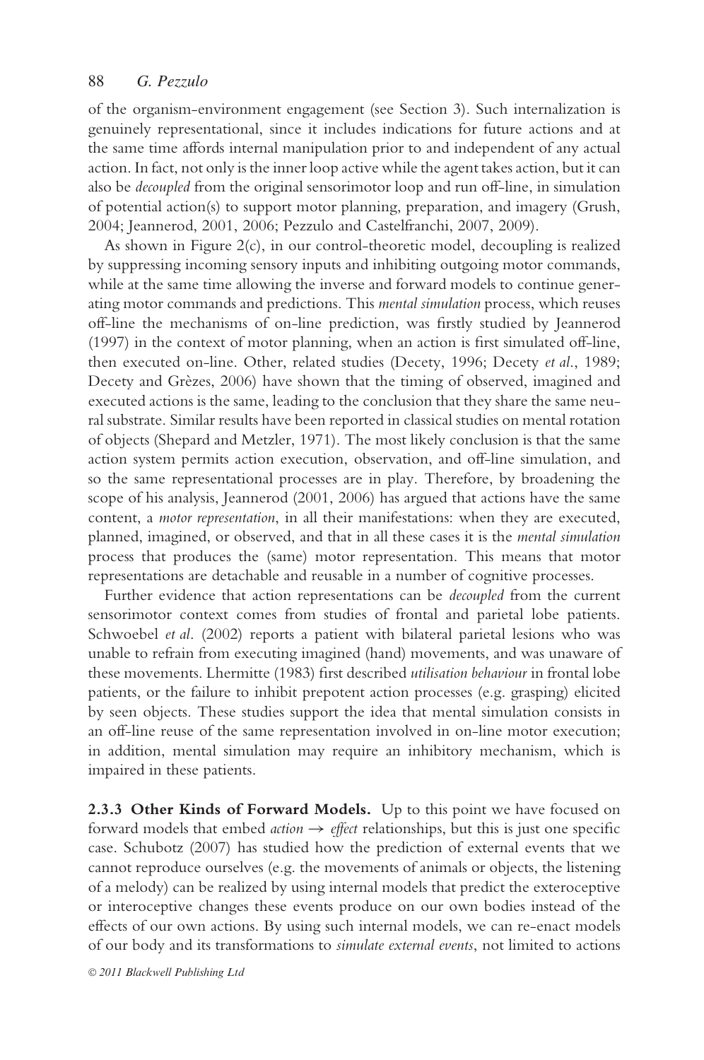of the organism-environment engagement (see Section 3). Such internalization is genuinely representational, since it includes indications for future actions and at the same time affords internal manipulation prior to and independent of any actual action. In fact, not only is the inner loop active while the agent takes action, but it can also be *decoupled* from the original sensorimotor loop and run off-line, in simulation of potential action(s) to support motor planning, preparation, and imagery (Grush, 2004; Jeannerod, 2001, 2006; Pezzulo and Castelfranchi, 2007, 2009).

As shown in Figure 2(c), in our control-theoretic model, decoupling is realized by suppressing incoming sensory inputs and inhibiting outgoing motor commands, while at the same time allowing the inverse and forward models to continue generating motor commands and predictions. This *mental simulation* process, which reuses off-line the mechanisms of on-line prediction, was firstly studied by Jeannerod (1997) in the context of motor planning, when an action is first simulated off-line, then executed on-line. Other, related studies (Decety, 1996; Decety *et al*., 1989; Decety and Grèzes, 2006) have shown that the timing of observed, imagined and executed actions is the same, leading to the conclusion that they share the same neural substrate. Similar results have been reported in classical studies on mental rotation of objects (Shepard and Metzler, 1971). The most likely conclusion is that the same action system permits action execution, observation, and off-line simulation, and so the same representational processes are in play. Therefore, by broadening the scope of his analysis, Jeannerod (2001, 2006) has argued that actions have the same content, a *motor representation*, in all their manifestations: when they are executed, planned, imagined, or observed, and that in all these cases it is the *mental simulation* process that produces the (same) motor representation. This means that motor representations are detachable and reusable in a number of cognitive processes.

Further evidence that action representations can be *decoupled* from the current sensorimotor context comes from studies of frontal and parietal lobe patients. Schwoebel *et al*. (2002) reports a patient with bilateral parietal lesions who was unable to refrain from executing imagined (hand) movements, and was unaware of these movements. Lhermitte (1983) first described *utilisation behaviour* in frontal lobe patients, or the failure to inhibit prepotent action processes (e.g. grasping) elicited by seen objects. These studies support the idea that mental simulation consists in an off-line reuse of the same representation involved in on-line motor execution; in addition, mental simulation may require an inhibitory mechanism, which is impaired in these patients.

**2.3.3 Other Kinds of Forward Models.** Up to this point we have focused on forward models that embed *action* $\rightarrow$ *effect* relationships, but this is just one specific case. Schubotz (2007) has studied how the prediction of external events that we cannot reproduce ourselves (e.g. the movements of animals or objects, the listening of a melody) can be realized by using internal models that predict the exteroceptive or interoceptive changes these events produce on our own bodies instead of the effects of our own actions. By using such internal models, we can re-enact models of our body and its transformations to *simulate external events*, not limited to actions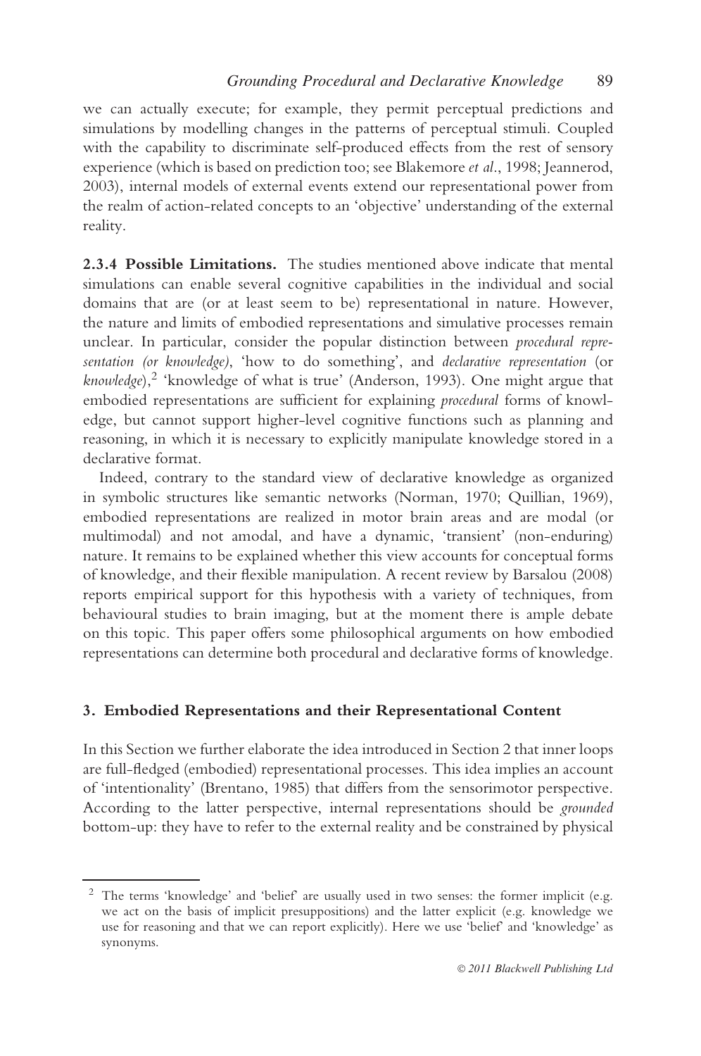we can actually execute; for example, they permit perceptual predictions and simulations by modelling changes in the patterns of perceptual stimuli. Coupled with the capability to discriminate self-produced effects from the rest of sensory experience (which is based on prediction too; see Blakemore *et al*., 1998; Jeannerod, 2003), internal models of external events extend our representational power from the realm of action-related concepts to an 'objective' understanding of the external reality.

**2.3.4 Possible Limitations.** The studies mentioned above indicate that mental simulations can enable several cognitive capabilities in the individual and social domains that are (or at least seem to be) representational in nature. However, the nature and limits of embodied representations and simulative processes remain unclear. In particular, consider the popular distinction between *procedural representation (or knowledge)*, 'how to do something', and *declarative representation* (or *knowledge*),[2] 'knowledge of what is true' (Anderson, 1993). One might argue that embodied representations are sufficient for explaining *procedural* forms of knowledge, but cannot support higher-level cognitive functions such as planning and reasoning, in which it is necessary to explicitly manipulate knowledge stored in a declarative format.

Indeed, contrary to the standard view of declarative knowledge as organized in symbolic structures like semantic networks (Norman, 1970; Quillian, 1969), embodied representations are realized in motor brain areas and are modal (or multimodal) and not amodal, and have a dynamic, 'transient' (non-enduring) nature. It remains to be explained whether this view accounts for conceptual forms of knowledge, and their flexible manipulation. A recent review by Barsalou (2008) reports empirical support for this hypothesis with a variety of techniques, from behavioural studies to brain imaging, but at the moment there is ample debate on this topic. This paper offers some philosophical arguments on how embodied representations can determine both procedural and declarative forms of knowledge.

## 3. Embodied Representations and their Representational Content

In this Section we further elaborate the idea introduced in Section 2 that inner loops are full-fledged (embodied) representational processes. This idea implies an account of 'intentionality' (Brentano, 1985) that differs from the sensorimotor perspective. According to the latter perspective, internal representations should be *grounded* bottom-up: they have to refer to the external reality and be constrained by physical

[2] The terms 'knowledge' and 'belief' are usually used in two senses: the former implicit (e.g. we act on the basis of implicit presuppositions) and the latter explicit (e.g. knowledge we use for reasoning and that we can report explicitly). Here we use 'belief' and 'knowledge' as synonyms.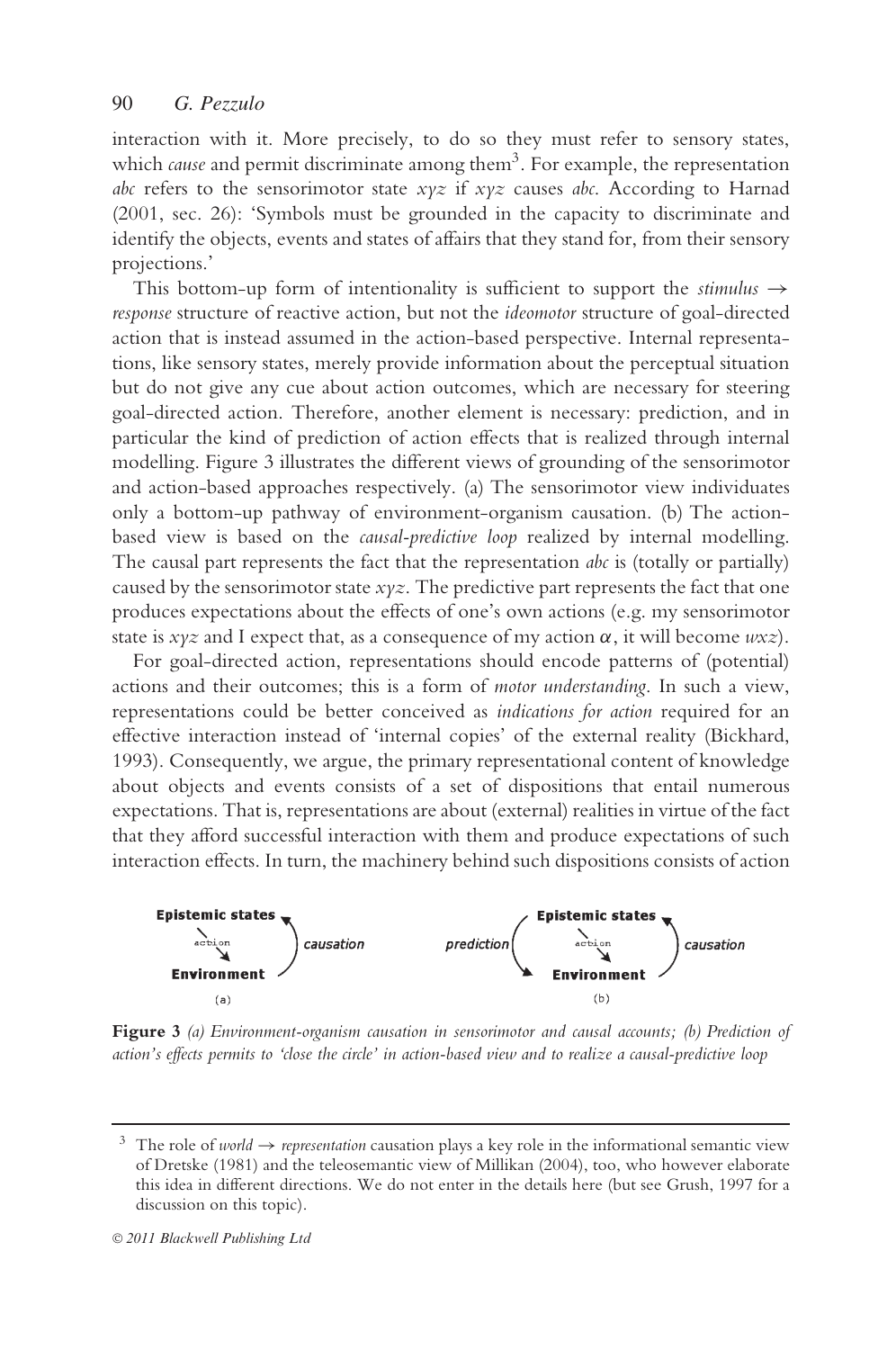interaction with it. More precisely, to do so they must refer to sensory states, which *cause* and permit discriminate among them[3]. For example, the representation *abc* refers to the sensorimotor state *xyz* if *xyz* causes *abc*. According to Harnad (2001, sec. 26): 'Symbols must be grounded in the capacity to discriminate and identify the objects, events and states of affairs that they stand for, from their sensory projections.'

This bottom-up form of intentionality is sufficient to support the *stimulus → response* structure of reactive action, but not the *ideomotor* structure of goal-directed action that is instead assumed in the action-based perspective. Internal representations, like sensory states, merely provide information about the perceptual situation but do not give any cue about action outcomes, which are necessary for steering goal-directed action. Therefore, another element is necessary: prediction, and in particular the kind of prediction of action effects that is realized through internal modelling. Figure 3 illustrates the different views of grounding of the sensorimotor and action-based approaches respectively. (a) The sensorimotor view individuates only a bottom-up pathway of environment-organism causation. (b) The action-based view is based on the *causal-predictive loop* realized by internal modelling. The causal part represents the fact that the representation *abc* is (totally or partially) caused by the sensorimotor state *xyz*. The predictive part represents the fact that one produces expectations about the effects of one's own actions (e.g. my sensorimotor state is *xyz* and I expect that, as a consequence of my action $\alpha$, it will become *wxz*).

For goal-directed action, representations should encode patterns of (potential) actions and their outcomes; this is a form of *motor understanding*. In such a view, representations could be better conceived as *indications for action* required for an effective interaction instead of 'internal copies' of the external reality (Bickhard, 1993). Consequently, we argue, the primary representational content of knowledge about objects and events consists of a set of dispositions that entail numerous expectations. That is, representations are about (external) realities in virtue of the fact that they afford successful interaction with them and produce expectations of such interaction effects. In turn, the machinery behind such dispositions consists of action

**Epistemic states** — action → **Environment** — causation (a)

prediction — **Epistemic states** — action → **Environment** — causation (b)

**Figure 3** *(a) Environment-organism causation in sensorimotor and causal accounts; (b) Prediction of action's effects permits to 'close the circle' in action-based view and to realize a causal-predictive loop*

[3] The role of *world → representation* causation plays a key role in the informational semantic view of Dretske (1981) and the teleosemantic view of Millikan (2004), too, who however elaborate this idea in different directions. We do not enter in the details here (but see Grush, 1997 for a discussion on this topic).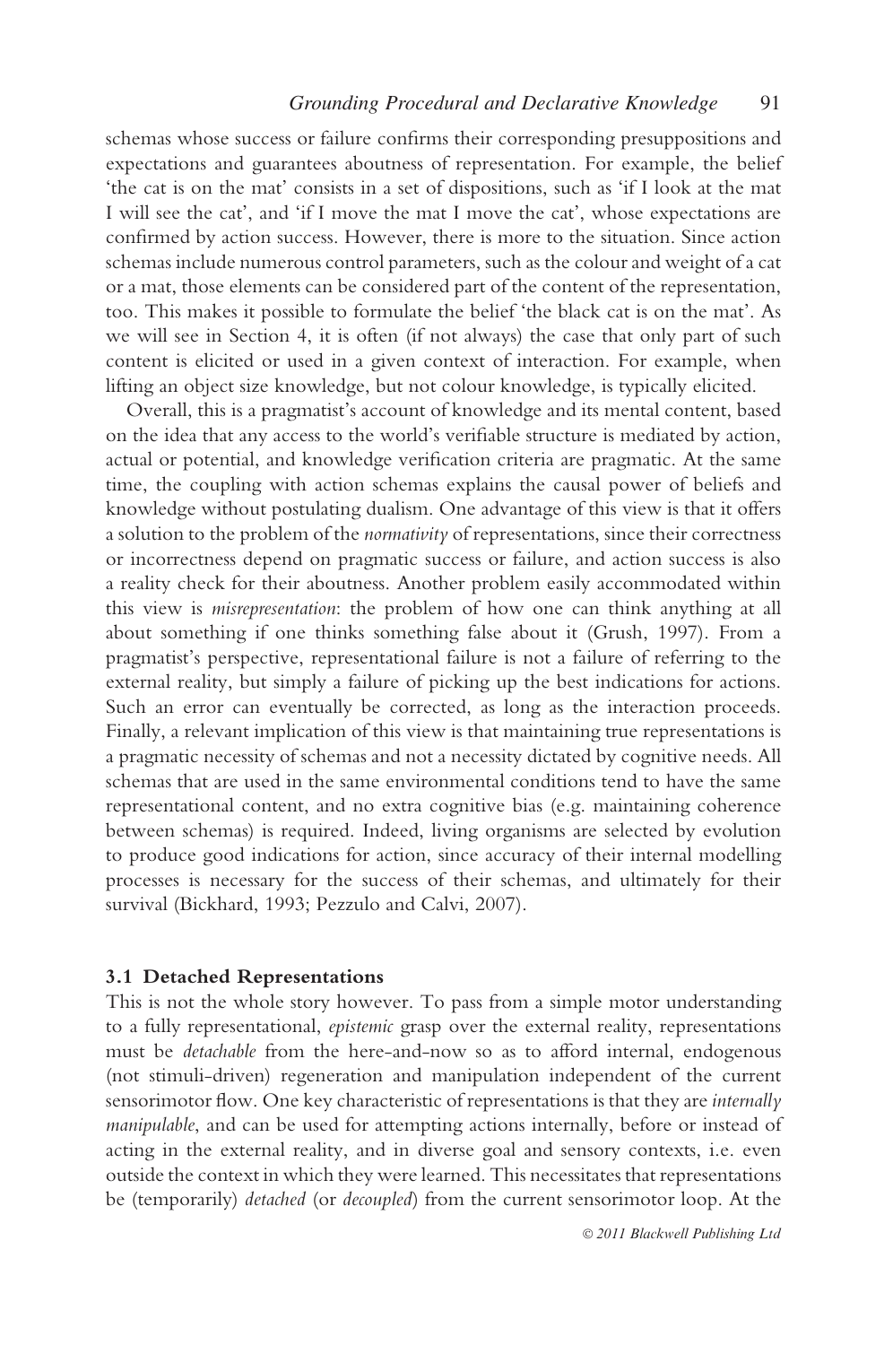schemas whose success or failure confirms their corresponding presuppositions and expectations and guarantees aboutness of representation. For example, the belief 'the cat is on the mat' consists in a set of dispositions, such as 'if I look at the mat I will see the cat', and 'if I move the mat I move the cat', whose expectations are confirmed by action success. However, there is more to the situation. Since action schemas include numerous control parameters, such as the colour and weight of a cat or a mat, those elements can be considered part of the content of the representation, too. This makes it possible to formulate the belief 'the black cat is on the mat'. As we will see in Section 4, it is often (if not always) the case that only part of such content is elicited or used in a given context of interaction. For example, when lifting an object size knowledge, but not colour knowledge, is typically elicited.

Overall, this is a pragmatist's account of knowledge and its mental content, based on the idea that any access to the world's verifiable structure is mediated by action, actual or potential, and knowledge verification criteria are pragmatic. At the same time, the coupling with action schemas explains the causal power of beliefs and knowledge without postulating dualism. One advantage of this view is that it offers a solution to the problem of the *normativity* of representations, since their correctness or incorrectness depend on pragmatic success or failure, and action success is also a reality check for their aboutness. Another problem easily accommodated within this view is *misrepresentation*: the problem of how one can think anything at all about something if one thinks something false about it (Grush, 1997). From a pragmatist's perspective, representational failure is not a failure of referring to the external reality, but simply a failure of picking up the best indications for actions. Such an error can eventually be corrected, as long as the interaction proceeds. Finally, a relevant implication of this view is that maintaining true representations is a pragmatic necessity of schemas and not a necessity dictated by cognitive needs. All schemas that are used in the same environmental conditions tend to have the same representational content, and no extra cognitive bias (e.g. maintaining coherence between schemas) is required. Indeed, living organisms are selected by evolution to produce good indications for action, since accuracy of their internal modelling processes is necessary for the success of their schemas, and ultimately for their survival (Bickhard, 1993; Pezzulo and Calvi, 2007).

### 3.1 Detached Representations

This is not the whole story however. To pass from a simple motor understanding to a fully representational, *epistemic* grasp over the external reality, representations must be *detachable* from the here-and-now so as to afford internal, endogenous (not stimuli-driven) regeneration and manipulation independent of the current sensorimotor flow. One key characteristic of representations is that they are *internally manipulable*, and can be used for attempting actions internally, before or instead of acting in the external reality, and in diverse goal and sensory contexts, i.e. even outside the context in which they were learned. This necessitates that representations be (temporarily) *detached* (or *decoupled*) from the current sensorimotor loop. At the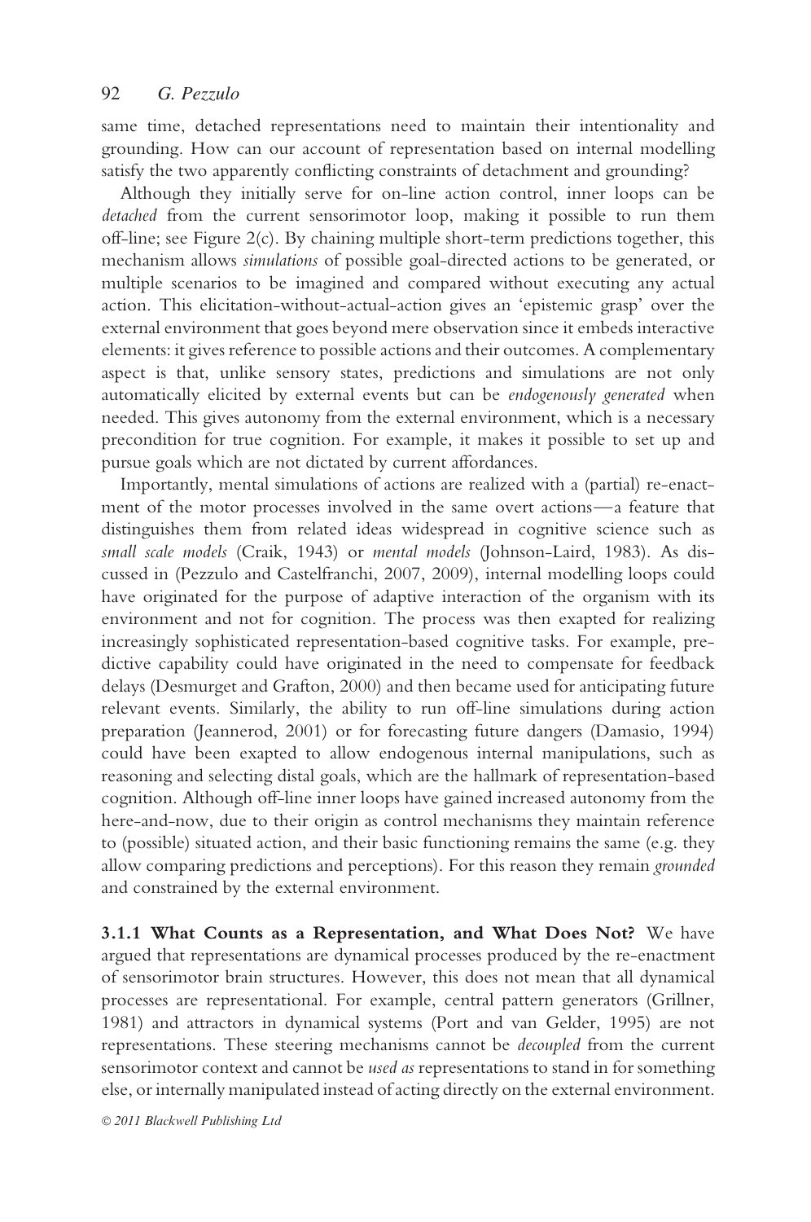same time, detached representations need to maintain their intentionality and grounding. How can our account of representation based on internal modelling satisfy the two apparently conflicting constraints of detachment and grounding?

Although they initially serve for on-line action control, inner loops can be *detached* from the current sensorimotor loop, making it possible to run them off-line; see Figure 2(c). By chaining multiple short-term predictions together, this mechanism allows *simulations* of possible goal-directed actions to be generated, or multiple scenarios to be imagined and compared without executing any actual action. This elicitation-without-actual-action gives an 'epistemic grasp' over the external environment that goes beyond mere observation since it embeds interactive elements: it gives reference to possible actions and their outcomes. A complementary aspect is that, unlike sensory states, predictions and simulations are not only automatically elicited by external events but can be *endogenously generated* when needed. This gives autonomy from the external environment, which is a necessary precondition for true cognition. For example, it makes it possible to set up and pursue goals which are not dictated by current affordances.

Importantly, mental simulations of actions are realized with a (partial) re-enactment of the motor processes involved in the same overt actions—a feature that distinguishes them from related ideas widespread in cognitive science such as *small scale models* (Craik, 1943) or *mental models* (Johnson-Laird, 1983). As discussed in (Pezzulo and Castelfranchi, 2007, 2009), internal modelling loops could have originated for the purpose of adaptive interaction of the organism with its environment and not for cognition. The process was then exapted for realizing increasingly sophisticated representation-based cognitive tasks. For example, predictive capability could have originated in the need to compensate for feedback delays (Desmurget and Grafton, 2000) and then became used for anticipating future relevant events. Similarly, the ability to run off-line simulations during action preparation (Jeannerod, 2001) or for forecasting future dangers (Damasio, 1994) could have been exapted to allow endogenous internal manipulations, such as reasoning and selecting distal goals, which are the hallmark of representation-based cognition. Although off-line inner loops have gained increased autonomy from the here-and-now, due to their origin as control mechanisms they maintain reference to (possible) situated action, and their basic functioning remains the same (e.g. they allow comparing predictions and perceptions). For this reason they remain *grounded* and constrained by the external environment.

**3.1.1 What Counts as a Representation, and What Does Not?** We have argued that representations are dynamical processes produced by the re-enactment of sensorimotor brain structures. However, this does not mean that all dynamical processes are representational. For example, central pattern generators (Grillner, 1981) and attractors in dynamical systems (Port and van Gelder, 1995) are not representations. These steering mechanisms cannot be *decoupled* from the current sensorimotor context and cannot be *used as* representations to stand in for something else, or internally manipulated instead of acting directly on the external environment.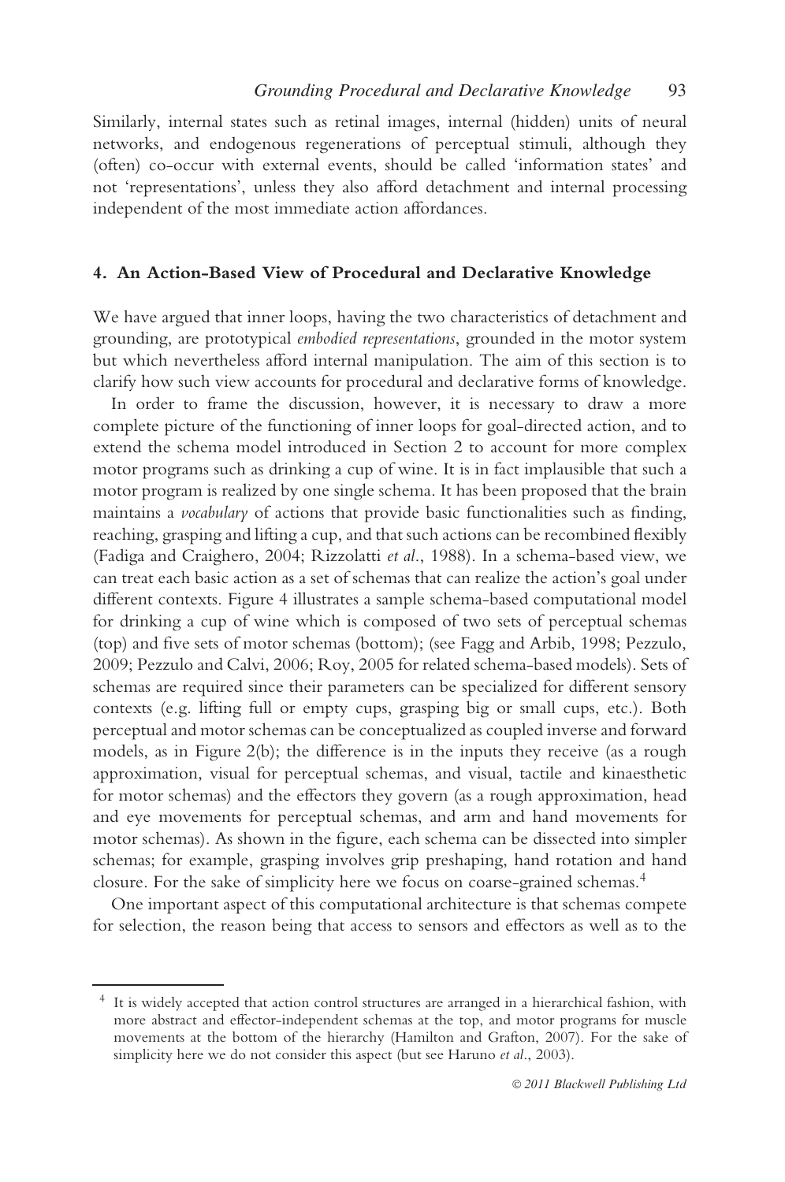Similarly, internal states such as retinal images, internal (hidden) units of neural networks, and endogenous regenerations of perceptual stimuli, although they (often) co-occur with external events, should be called 'information states' and not 'representations', unless they also afford detachment and internal processing independent of the most immediate action affordances.

## 4. An Action-Based View of Procedural and Declarative Knowledge

We have argued that inner loops, having the two characteristics of detachment and grounding, are prototypical *embodied representations*, grounded in the motor system but which nevertheless afford internal manipulation. The aim of this section is to clarify how such view accounts for procedural and declarative forms of knowledge.

In order to frame the discussion, however, it is necessary to draw a more complete picture of the functioning of inner loops for goal-directed action, and to extend the schema model introduced in Section 2 to account for more complex motor programs such as drinking a cup of wine. It is in fact implausible that such a motor program is realized by one single schema. It has been proposed that the brain maintains a *vocabulary* of actions that provide basic functionalities such as finding, reaching, grasping and lifting a cup, and that such actions can be recombined flexibly (Fadiga and Craighero, 2004; Rizzolatti *et al*., 1988). In a schema-based view, we can treat each basic action as a set of schemas that can realize the action's goal under different contexts. Figure 4 illustrates a sample schema-based computational model for drinking a cup of wine which is composed of two sets of perceptual schemas (top) and five sets of motor schemas (bottom); (see Fagg and Arbib, 1998; Pezzulo, 2009; Pezzulo and Calvi, 2006; Roy, 2005 for related schema-based models). Sets of schemas are required since their parameters can be specialized for different sensory contexts (e.g. lifting full or empty cups, grasping big or small cups, etc.). Both perceptual and motor schemas can be conceptualized as coupled inverse and forward models, as in Figure 2(b); the difference is in the inputs they receive (as a rough approximation, visual for perceptual schemas, and visual, tactile and kinaesthetic for motor schemas) and the effectors they govern (as a rough approximation, head and eye movements for perceptual schemas, and arm and hand movements for motor schemas). As shown in the figure, each schema can be dissected into simpler schemas; for example, grasping involves grip preshaping, hand rotation and hand closure. For the sake of simplicity here we focus on coarse-grained schemas.[4]

One important aspect of this computational architecture is that schemas compete for selection, the reason being that access to sensors and effectors as well as to the

[4] It is widely accepted that action control structures are arranged in a hierarchical fashion, with more abstract and effector-independent schemas at the top, and motor programs for muscle movements at the bottom of the hierarchy (Hamilton and Grafton, 2007). For the sake of simplicity here we do not consider this aspect (but see Haruno *et al*., 2003).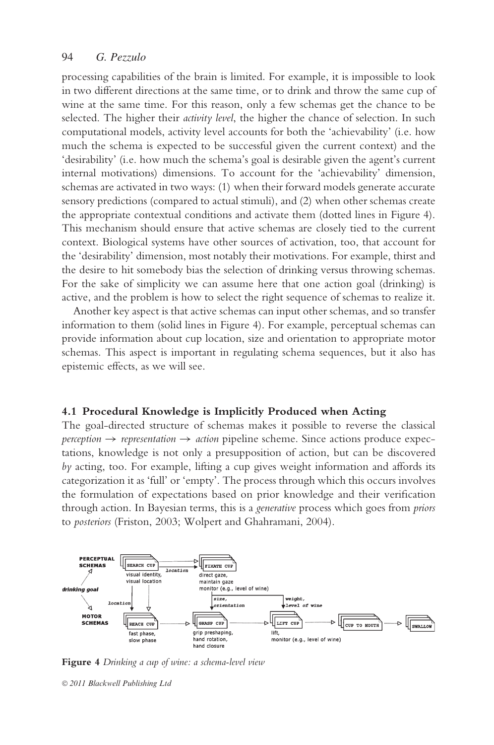processing capabilities of the brain is limited. For example, it is impossible to look in two different directions at the same time, or to drink and throw the same cup of wine at the same time. For this reason, only a few schemas get the chance to be selected. The higher their *activity level*, the higher the chance of selection. In such computational models, activity level accounts for both the 'achievability' (i.e. how much the schema is expected to be successful given the current context) and the 'desirability' (i.e. how much the schema's goal is desirable given the agent's current internal motivations) dimensions. To account for the 'achievability' dimension, schemas are activated in two ways: (1) when their forward models generate accurate sensory predictions (compared to actual stimuli), and (2) when other schemas create the appropriate contextual conditions and activate them (dotted lines in Figure 4). This mechanism should ensure that active schemas are closely tied to the current context. Biological systems have other sources of activation, too, that account for the 'desirability' dimension, most notably their motivations. For example, thirst and the desire to hit somebody bias the selection of drinking versus throwing schemas. For the sake of simplicity we can assume here that one action goal (drinking) is active, and the problem is how to select the right sequence of schemas to realize it.

Another key aspect is that active schemas can input other schemas, and so transfer information to them (solid lines in Figure 4). For example, perceptual schemas can provide information about cup location, size and orientation to appropriate motor schemas. This aspect is important in regulating schema sequences, but it also has epistemic effects, as we will see.

### 4.1 Procedural Knowledge is Implicitly Produced when Acting

The goal-directed structure of schemas makes it possible to reverse the classical *perception* → *representation* → *action* pipeline scheme. Since actions produce expectations, knowledge is not only a presupposition of action, but can be discovered *by* acting, too. For example, lifting a cup gives weight information and affords its categorization it as 'full' or 'empty'. The process through which this occurs involves the formulation of expectations based on prior knowledge and their verification through action. In Bayesian terms, this is a *generative* process which goes from *priors* to *posteriors* (Friston, 2003; Wolpert and Ghahramani, 2004).

PERCEPTUAL SCHEMAS
drinking goal
MOTOR SCHEMAS
SEARCH CUP
visual identity, visual location
location
FIXATE CUP
direct gaze, maintain gaze
monitor (e.g., level of wine)
location
size, orientation
weight, level of wine
REACH CUP
fast phase, slow phase
GRASP CUP
grip preshaping, hand rotation, hand closure
LIFT CUP
lift, monitor (e.g., level of wine)
CUP TO MOUTH
SWALLOW

**Figure 4** *Drinking a cup of wine: a schema-level view*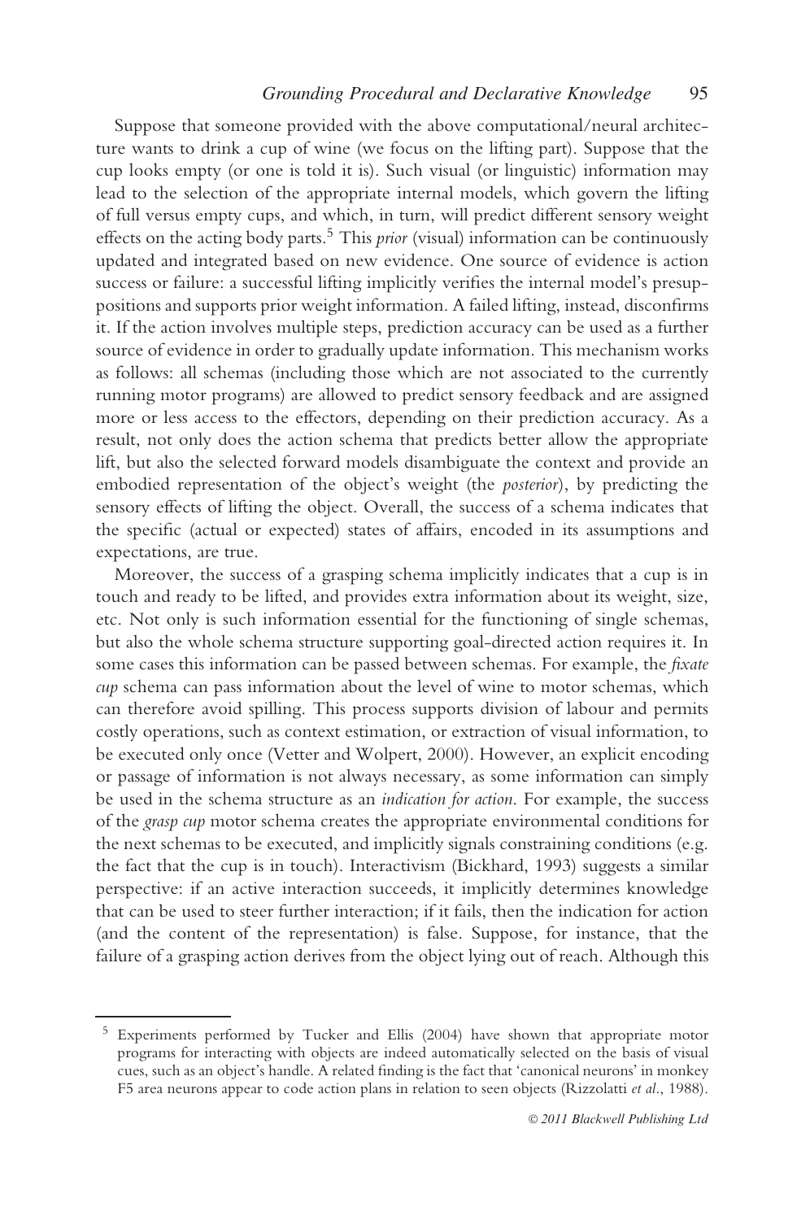Suppose that someone provided with the above computational/neural architecture wants to drink a cup of wine (we focus on the lifting part). Suppose that the cup looks empty (or one is told it is). Such visual (or linguistic) information may lead to the selection of the appropriate internal models, which govern the lifting of full versus empty cups, and which, in turn, will predict different sensory weight effects on the acting body parts.[5] This *prior* (visual) information can be continuously updated and integrated based on new evidence. One source of evidence is action success or failure: a successful lifting implicitly verifies the internal model's presuppositions and supports prior weight information. A failed lifting, instead, disconfirms it. If the action involves multiple steps, prediction accuracy can be used as a further source of evidence in order to gradually update information. This mechanism works as follows: all schemas (including those which are not associated to the currently running motor programs) are allowed to predict sensory feedback and are assigned more or less access to the effectors, depending on their prediction accuracy. As a result, not only does the action schema that predicts better allow the appropriate lift, but also the selected forward models disambiguate the context and provide an embodied representation of the object's weight (the *posterior*), by predicting the sensory effects of lifting the object. Overall, the success of a schema indicates that the specific (actual or expected) states of affairs, encoded in its assumptions and expectations, are true.

Moreover, the success of a grasping schema implicitly indicates that a cup is in touch and ready to be lifted, and provides extra information about its weight, size, etc. Not only is such information essential for the functioning of single schemas, but also the whole schema structure supporting goal-directed action requires it. In some cases this information can be passed between schemas. For example, the *fixate cup* schema can pass information about the level of wine to motor schemas, which can therefore avoid spilling. This process supports division of labour and permits costly operations, such as context estimation, or extraction of visual information, to be executed only once (Vetter and Wolpert, 2000). However, an explicit encoding or passage of information is not always necessary, as some information can simply be used in the schema structure as an *indication for action*. For example, the success of the *grasp cup* motor schema creates the appropriate environmental conditions for the next schemas to be executed, and implicitly signals constraining conditions (e.g. the fact that the cup is in touch). Interactivism (Bickhard, 1993) suggests a similar perspective: if an active interaction succeeds, it implicitly determines knowledge that can be used to steer further interaction; if it fails, then the indication for action (and the content of the representation) is false. Suppose, for instance, that the failure of a grasping action derives from the object lying out of reach. Although this

[5] Experiments performed by Tucker and Ellis (2004) have shown that appropriate motor programs for interacting with objects are indeed automatically selected on the basis of visual cues, such as an object's handle. A related finding is the fact that 'canonical neurons' in monkey F5 area neurons appear to code action plans in relation to seen objects (Rizzolatti *et al*., 1988).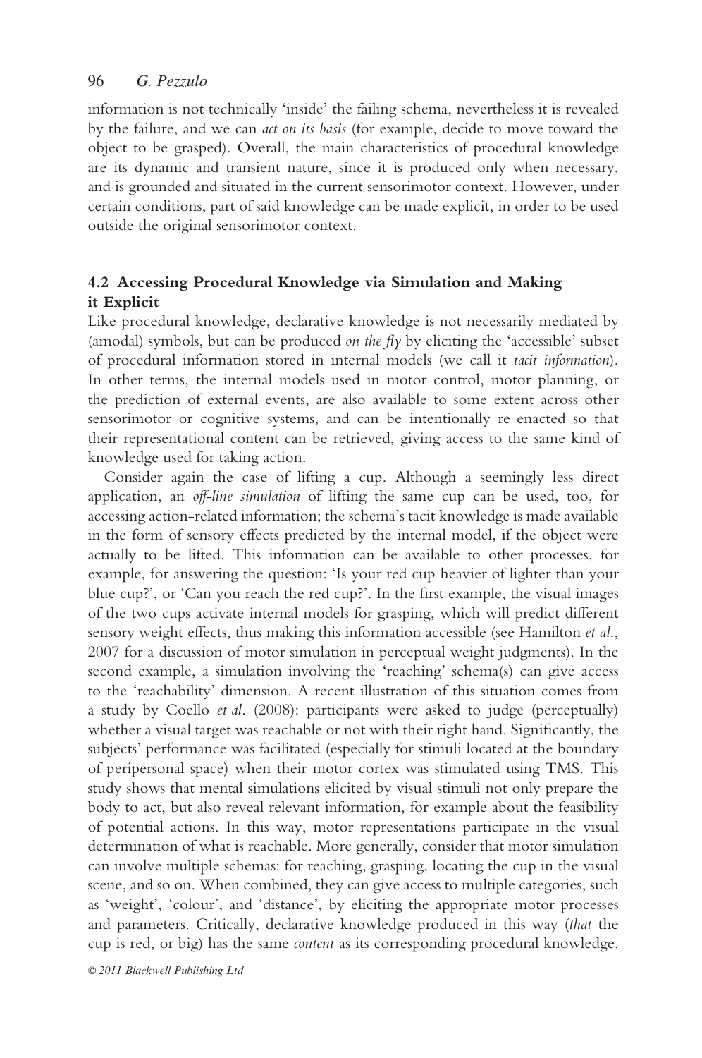information is not technically 'inside' the failing schema, nevertheless it is revealed by the failure, and we can *act on its basis* (for example, decide to move toward the object to be grasped). Overall, the main characteristics of procedural knowledge are its dynamic and transient nature, since it is produced only when necessary, and is grounded and situated in the current sensorimotor context. However, under certain conditions, part of said knowledge can be made explicit, in order to be used outside the original sensorimotor context.

### 4.2 Accessing Procedural Knowledge via Simulation and Making it Explicit

Like procedural knowledge, declarative knowledge is not necessarily mediated by (amodal) symbols, but can be produced *on the fly* by eliciting the 'accessible' subset of procedural information stored in internal models (we call it *tacit information*). In other terms, the internal models used in motor control, motor planning, or the prediction of external events, are also available to some extent across other sensorimotor or cognitive systems, and can be intentionally re-enacted so that their representational content can be retrieved, giving access to the same kind of knowledge used for taking action.

Consider again the case of lifting a cup. Although a seemingly less direct application, an *off-line simulation* of lifting the same cup can be used, too, for accessing action-related information; the schema's tacit knowledge is made available in the form of sensory effects predicted by the internal model, if the object were actually to be lifted. This information can be available to other processes, for example, for answering the question: 'Is your red cup heavier of lighter than your blue cup?', or 'Can you reach the red cup?'. In the first example, the visual images of the two cups activate internal models for grasping, which will predict different sensory weight effects, thus making this information accessible (see Hamilton *et al*., 2007 for a discussion of motor simulation in perceptual weight judgments). In the second example, a simulation involving the 'reaching' schema(s) can give access to the 'reachability' dimension. A recent illustration of this situation comes from a study by Coello *et al*. (2008): participants were asked to judge (perceptually) whether a visual target was reachable or not with their right hand. Significantly, the subjects' performance was facilitated (especially for stimuli located at the boundary of peripersonal space) when their motor cortex was stimulated using TMS. This study shows that mental simulations elicited by visual stimuli not only prepare the body to act, but also reveal relevant information, for example about the feasibility of potential actions. In this way, motor representations participate in the visual determination of what is reachable. More generally, consider that motor simulation can involve multiple schemas: for reaching, grasping, locating the cup in the visual scene, and so on. When combined, they can give access to multiple categories, such as 'weight', 'colour', and 'distance', by eliciting the appropriate motor processes and parameters. Critically, declarative knowledge produced in this way (*that* the cup is red, or big) has the same *content* as its corresponding procedural knowledge.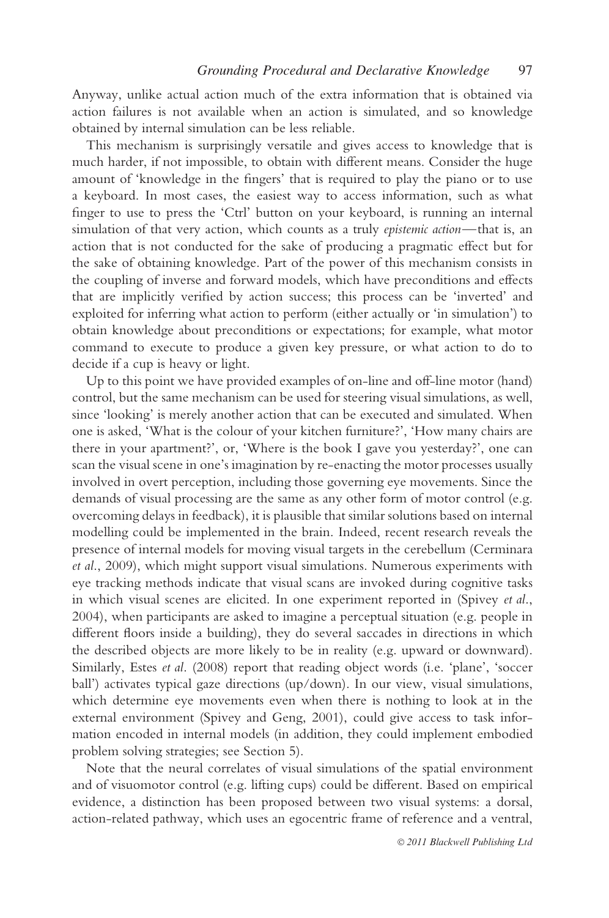Anyway, unlike actual action much of the extra information that is obtained via action failures is not available when an action is simulated, and so knowledge obtained by internal simulation can be less reliable.

This mechanism is surprisingly versatile and gives access to knowledge that is much harder, if not impossible, to obtain with different means. Consider the huge amount of 'knowledge in the fingers' that is required to play the piano or to use a keyboard. In most cases, the easiest way to access information, such as what finger to use to press the 'Ctrl' button on your keyboard, is running an internal simulation of that very action, which counts as a truly *epistemic action*—that is, an action that is not conducted for the sake of producing a pragmatic effect but for the sake of obtaining knowledge. Part of the power of this mechanism consists in the coupling of inverse and forward models, which have preconditions and effects that are implicitly verified by action success; this process can be 'inverted' and exploited for inferring what action to perform (either actually or 'in simulation') to obtain knowledge about preconditions or expectations; for example, what motor command to execute to produce a given key pressure, or what action to do to decide if a cup is heavy or light.

Up to this point we have provided examples of on-line and off-line motor (hand) control, but the same mechanism can be used for steering visual simulations, as well, since 'looking' is merely another action that can be executed and simulated. When one is asked, 'What is the colour of your kitchen furniture?', 'How many chairs are there in your apartment?', or, 'Where is the book I gave you yesterday?', one can scan the visual scene in one's imagination by re-enacting the motor processes usually involved in overt perception, including those governing eye movements. Since the demands of visual processing are the same as any other form of motor control (e.g. overcoming delays in feedback), it is plausible that similar solutions based on internal modelling could be implemented in the brain. Indeed, recent research reveals the presence of internal models for moving visual targets in the cerebellum (Cerminara *et al*., 2009), which might support visual simulations. Numerous experiments with eye tracking methods indicate that visual scans are invoked during cognitive tasks in which visual scenes are elicited. In one experiment reported in (Spivey *et al*., 2004), when participants are asked to imagine a perceptual situation (e.g. people in different floors inside a building), they do several saccades in directions in which the described objects are more likely to be in reality (e.g. upward or downward). Similarly, Estes *et al*. (2008) report that reading object words (i.e. 'plane', 'soccer ball') activates typical gaze directions (up/down). In our view, visual simulations, which determine eye movements even when there is nothing to look at in the external environment (Spivey and Geng, 2001), could give access to task information encoded in internal models (in addition, they could implement embodied problem solving strategies; see Section 5).

Note that the neural correlates of visual simulations of the spatial environment and of visuomotor control (e.g. lifting cups) could be different. Based on empirical evidence, a distinction has been proposed between two visual systems: a dorsal, action-related pathway, which uses an egocentric frame of reference and a ventral,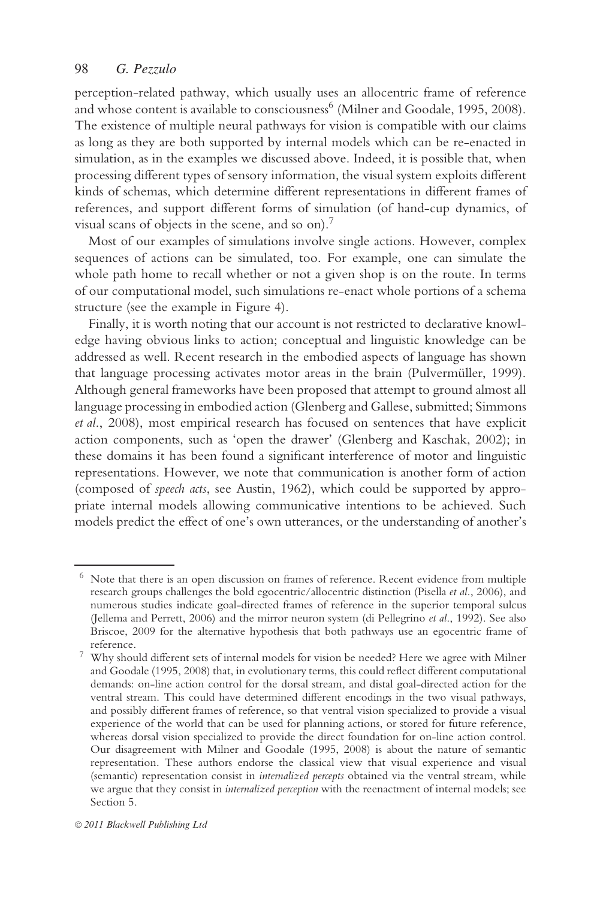perception-related pathway, which usually uses an allocentric frame of reference and whose content is available to consciousness[6] (Milner and Goodale, 1995, 2008). The existence of multiple neural pathways for vision is compatible with our claims as long as they are both supported by internal models which can be re-enacted in simulation, as in the examples we discussed above. Indeed, it is possible that, when processing different types of sensory information, the visual system exploits different kinds of schemas, which determine different representations in different frames of references, and support different forms of simulation (of hand-cup dynamics, of visual scans of objects in the scene, and so on).[7]

Most of our examples of simulations involve single actions. However, complex sequences of actions can be simulated, too. For example, one can simulate the whole path home to recall whether or not a given shop is on the route. In terms of our computational model, such simulations re-enact whole portions of a schema structure (see the example in Figure 4).

Finally, it is worth noting that our account is not restricted to declarative knowledge having obvious links to action; conceptual and linguistic knowledge can be addressed as well. Recent research in the embodied aspects of language has shown that language processing activates motor areas in the brain (Pulvermüller, 1999). Although general frameworks have been proposed that attempt to ground almost all language processing in embodied action (Glenberg and Gallese, submitted; Simmons *et al.*, 2008), most empirical research has focused on sentences that have explicit action components, such as 'open the drawer' (Glenberg and Kaschak, 2002); in these domains it has been found a significant interference of motor and linguistic representations. However, we note that communication is another form of action (composed of *speech acts*, see Austin, 1962), which could be supported by appropriate internal models allowing communicative intentions to be achieved. Such models predict the effect of one's own utterances, or the understanding of another's

---

[6] Note that there is an open discussion on frames of reference. Recent evidence from multiple research groups challenges the bold egocentric/allocentric distinction (Pisella *et al.*, 2006), and numerous studies indicate goal-directed frames of reference in the superior temporal sulcus (Jellema and Perrett, 2006) and the mirror neuron system (di Pellegrino *et al.*, 1992). See also Briscoe, 2009 for the alternative hypothesis that both pathways use an egocentric frame of reference.

[7] Why should different sets of internal models for vision be needed? Here we agree with Milner and Goodale (1995, 2008) that, in evolutionary terms, this could reflect different computational demands: on-line action control for the dorsal stream, and distal goal-directed action for the ventral stream. This could have determined different encodings in the two visual pathways, and possibly different frames of reference, so that ventral vision specialized to provide a visual experience of the world that can be used for planning actions, or stored for future reference, whereas dorsal vision specialized to provide the direct foundation for on-line action control. Our disagreement with Milner and Goodale (1995, 2008) is about the nature of semantic representation. These authors endorse the classical view that visual experience and visual (semantic) representation consist in *internalized percepts* obtained via the ventral stream, while we argue that they consist in *internalized perception* with the reenactment of internal models; see Section 5.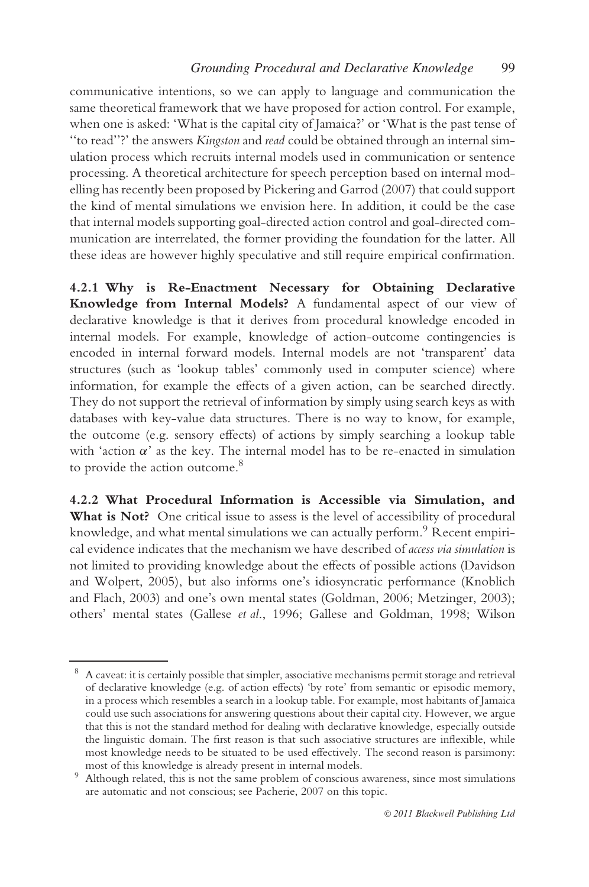communicative intentions, so we can apply to language and communication the same theoretical framework that we have proposed for action control. For example, when one is asked: 'What is the capital city of Jamaica?' or 'What is the past tense of "to read"?' the answers *Kingston* and *read* could be obtained through an internal simulation process which recruits internal models used in communication or sentence processing. A theoretical architecture for speech perception based on internal modelling has recently been proposed by Pickering and Garrod (2007) that could support the kind of mental simulations we envision here. In addition, it could be the case that internal models supporting goal-directed action control and goal-directed communication are interrelated, the former providing the foundation for the latter. All these ideas are however highly speculative and still require empirical confirmation.

**4.2.1 Why is Re-Enactment Necessary for Obtaining Declarative Knowledge from Internal Models?** A fundamental aspect of our view of declarative knowledge is that it derives from procedural knowledge encoded in internal models. For example, knowledge of action-outcome contingencies is encoded in internal forward models. Internal models are not 'transparent' data structures (such as 'lookup tables' commonly used in computer science) where information, for example the effects of a given action, can be searched directly. They do not support the retrieval of information by simply using search keys as with databases with key-value data structures. There is no way to know, for example, the outcome (e.g. sensory effects) of actions by simply searching a lookup table with 'action $\alpha$' as the key. The internal model has to be re-enacted in simulation to provide the action outcome.[8]

**4.2.2 What Procedural Information is Accessible via Simulation, and What is Not?** One critical issue to assess is the level of accessibility of procedural knowledge, and what mental simulations we can actually perform.[9] Recent empirical evidence indicates that the mechanism we have described of *access via simulation* is not limited to providing knowledge about the effects of possible actions (Davidson and Wolpert, 2005), but also informs one's idiosyncratic performance (Knoblich and Flach, 2003) and one's own mental states (Goldman, 2006; Metzinger, 2003); others' mental states (Gallese *et al*., 1996; Gallese and Goldman, 1998; Wilson

---

[8] A caveat: it is certainly possible that simpler, associative mechanisms permit storage and retrieval of declarative knowledge (e.g. of action effects) 'by rote' from semantic or episodic memory, in a process which resembles a search in a lookup table. For example, most habitants of Jamaica could use such associations for answering questions about their capital city. However, we argue that this is not the standard method for dealing with declarative knowledge, especially outside the linguistic domain. The first reason is that such associative structures are inflexible, while most knowledge needs to be situated to be used effectively. The second reason is parsimony: most of this knowledge is already present in internal models.

[9] Although related, this is not the same problem of conscious awareness, since most simulations are automatic and not conscious; see Pacherie, 2007 on this topic.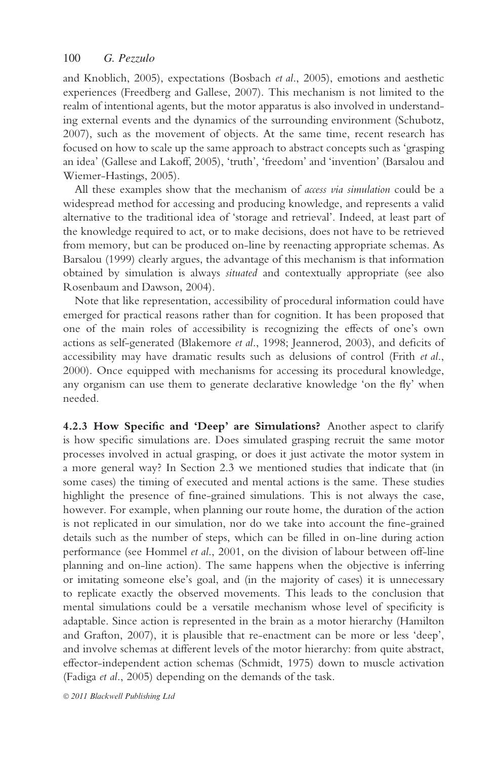and Knoblich, 2005), expectations (Bosbach *et al*., 2005), emotions and aesthetic experiences (Freedberg and Gallese, 2007). This mechanism is not limited to the realm of intentional agents, but the motor apparatus is also involved in understanding external events and the dynamics of the surrounding environment (Schubotz, 2007), such as the movement of objects. At the same time, recent research has focused on how to scale up the same approach to abstract concepts such as 'grasping an idea' (Gallese and Lakoff, 2005), 'truth', 'freedom' and 'invention' (Barsalou and Wiemer-Hastings, 2005).

All these examples show that the mechanism of *access via simulation* could be a widespread method for accessing and producing knowledge, and represents a valid alternative to the traditional idea of 'storage and retrieval'. Indeed, at least part of the knowledge required to act, or to make decisions, does not have to be retrieved from memory, but can be produced on-line by reenacting appropriate schemas. As Barsalou (1999) clearly argues, the advantage of this mechanism is that information obtained by simulation is always *situated* and contextually appropriate (see also Rosenbaum and Dawson, 2004).

Note that like representation, accessibility of procedural information could have emerged for practical reasons rather than for cognition. It has been proposed that one of the main roles of accessibility is recognizing the effects of one's own actions as self-generated (Blakemore *et al*., 1998; Jeannerod, 2003), and deficits of accessibility may have dramatic results such as delusions of control (Frith *et al*., 2000). Once equipped with mechanisms for accessing its procedural knowledge, any organism can use them to generate declarative knowledge 'on the fly' when needed.

**4.2.3 How Specific and 'Deep' are Simulations?** Another aspect to clarify is how specific simulations are. Does simulated grasping recruit the same motor processes involved in actual grasping, or does it just activate the motor system in a more general way? In Section 2.3 we mentioned studies that indicate that (in some cases) the timing of executed and mental actions is the same. These studies highlight the presence of fine-grained simulations. This is not always the case, however. For example, when planning our route home, the duration of the action is not replicated in our simulation, nor do we take into account the fine-grained details such as the number of steps, which can be filled in on-line during action performance (see Hommel *et al*., 2001, on the division of labour between off-line planning and on-line action). The same happens when the objective is inferring or imitating someone else's goal, and (in the majority of cases) it is unnecessary to replicate exactly the observed movements. This leads to the conclusion that mental simulations could be a versatile mechanism whose level of specificity is adaptable. Since action is represented in the brain as a motor hierarchy (Hamilton and Grafton, 2007), it is plausible that re-enactment can be more or less 'deep', and involve schemas at different levels of the motor hierarchy: from quite abstract, effector-independent action schemas (Schmidt, 1975) down to muscle activation (Fadiga *et al*., 2005) depending on the demands of the task.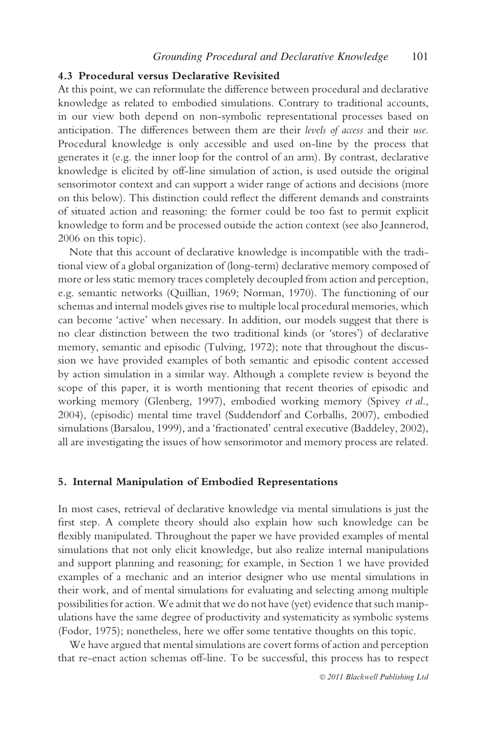### 4.3 Procedural versus Declarative Revisited

At this point, we can reformulate the difference between procedural and declarative knowledge as related to embodied simulations. Contrary to traditional accounts, in our view both depend on non-symbolic representational processes based on anticipation. The differences between them are their *levels of access* and their *use*. Procedural knowledge is only accessible and used on-line by the process that generates it (e.g. the inner loop for the control of an arm). By contrast, declarative knowledge is elicited by off-line simulation of action, is used outside the original sensorimotor context and can support a wider range of actions and decisions (more on this below). This distinction could reflect the different demands and constraints of situated action and reasoning: the former could be too fast to permit explicit knowledge to form and be processed outside the action context (see also Jeannerod, 2006 on this topic).

Note that this account of declarative knowledge is incompatible with the traditional view of a global organization of (long-term) declarative memory composed of more or less static memory traces completely decoupled from action and perception, e.g. semantic networks (Quillian, 1969; Norman, 1970). The functioning of our schemas and internal models gives rise to multiple local procedural memories, which can become 'active' when necessary. In addition, our models suggest that there is no clear distinction between the two traditional kinds (or 'stores') of declarative memory, semantic and episodic (Tulving, 1972); note that throughout the discussion we have provided examples of both semantic and episodic content accessed by action simulation in a similar way. Although a complete review is beyond the scope of this paper, it is worth mentioning that recent theories of episodic and working memory (Glenberg, 1997), embodied working memory (Spivey *et al*., 2004), (episodic) mental time travel (Suddendorf and Corballis, 2007), embodied simulations (Barsalou, 1999), and a 'fractionated' central executive (Baddeley, 2002), all are investigating the issues of how sensorimotor and memory process are related.

## 5. Internal Manipulation of Embodied Representations

In most cases, retrieval of declarative knowledge via mental simulations is just the first step. A complete theory should also explain how such knowledge can be flexibly manipulated. Throughout the paper we have provided examples of mental simulations that not only elicit knowledge, but also realize internal manipulations and support planning and reasoning; for example, in Section 1 we have provided examples of a mechanic and an interior designer who use mental simulations in their work, and of mental simulations for evaluating and selecting among multiple possibilities for action. We admit that we do not have (yet) evidence that such manipulations have the same degree of productivity and systematicity as symbolic systems (Fodor, 1975); nonetheless, here we offer some tentative thoughts on this topic.

We have argued that mental simulations are covert forms of action and perception that re-enact action schemas off-line. To be successful, this process has to respect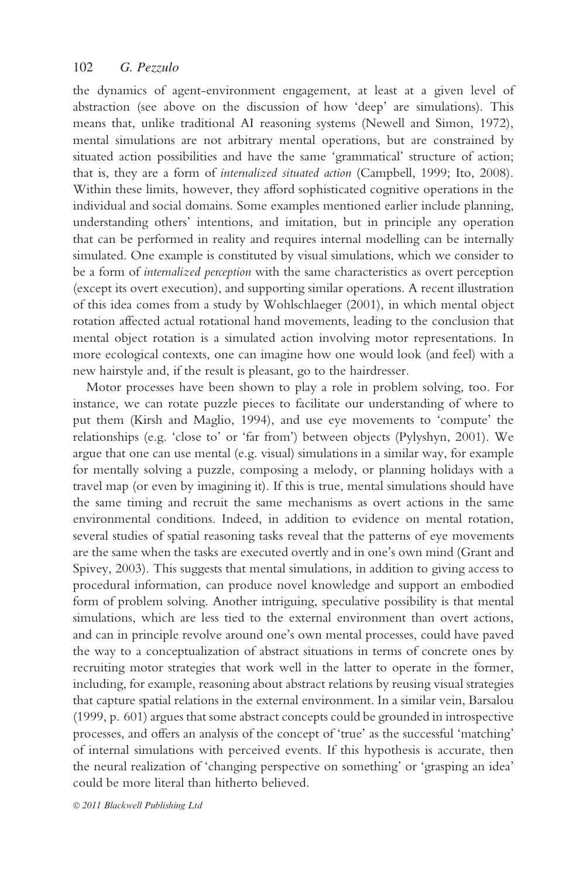the dynamics of agent-environment engagement, at least at a given level of abstraction (see above on the discussion of how 'deep' are simulations). This means that, unlike traditional AI reasoning systems (Newell and Simon, 1972), mental simulations are not arbitrary mental operations, but are constrained by situated action possibilities and have the same 'grammatical' structure of action; that is, they are a form of *internalized situated action* (Campbell, 1999; Ito, 2008). Within these limits, however, they afford sophisticated cognitive operations in the individual and social domains. Some examples mentioned earlier include planning, understanding others' intentions, and imitation, but in principle any operation that can be performed in reality and requires internal modelling can be internally simulated. One example is constituted by visual simulations, which we consider to be a form of *internalized perception* with the same characteristics as overt perception (except its overt execution), and supporting similar operations. A recent illustration of this idea comes from a study by Wohlschlaeger (2001), in which mental object rotation affected actual rotational hand movements, leading to the conclusion that mental object rotation is a simulated action involving motor representations. In more ecological contexts, one can imagine how one would look (and feel) with a new hairstyle and, if the result is pleasant, go to the hairdresser.

Motor processes have been shown to play a role in problem solving, too. For instance, we can rotate puzzle pieces to facilitate our understanding of where to put them (Kirsh and Maglio, 1994), and use eye movements to 'compute' the relationships (e.g. 'close to' or 'far from') between objects (Pylyshyn, 2001). We argue that one can use mental (e.g. visual) simulations in a similar way, for example for mentally solving a puzzle, composing a melody, or planning holidays with a travel map (or even by imagining it). If this is true, mental simulations should have the same timing and recruit the same mechanisms as overt actions in the same environmental conditions. Indeed, in addition to evidence on mental rotation, several studies of spatial reasoning tasks reveal that the patterns of eye movements are the same when the tasks are executed overtly and in one's own mind (Grant and Spivey, 2003). This suggests that mental simulations, in addition to giving access to procedural information, can produce novel knowledge and support an embodied form of problem solving. Another intriguing, speculative possibility is that mental simulations, which are less tied to the external environment than overt actions, and can in principle revolve around one's own mental processes, could have paved the way to a conceptualization of abstract situations in terms of concrete ones by recruiting motor strategies that work well in the latter to operate in the former, including, for example, reasoning about abstract relations by reusing visual strategies that capture spatial relations in the external environment. In a similar vein, Barsalou (1999, p. 601) argues that some abstract concepts could be grounded in introspective processes, and offers an analysis of the concept of 'true' as the successful 'matching' of internal simulations with perceived events. If this hypothesis is accurate, then the neural realization of 'changing perspective on something' or 'grasping an idea' could be more literal than hitherto believed.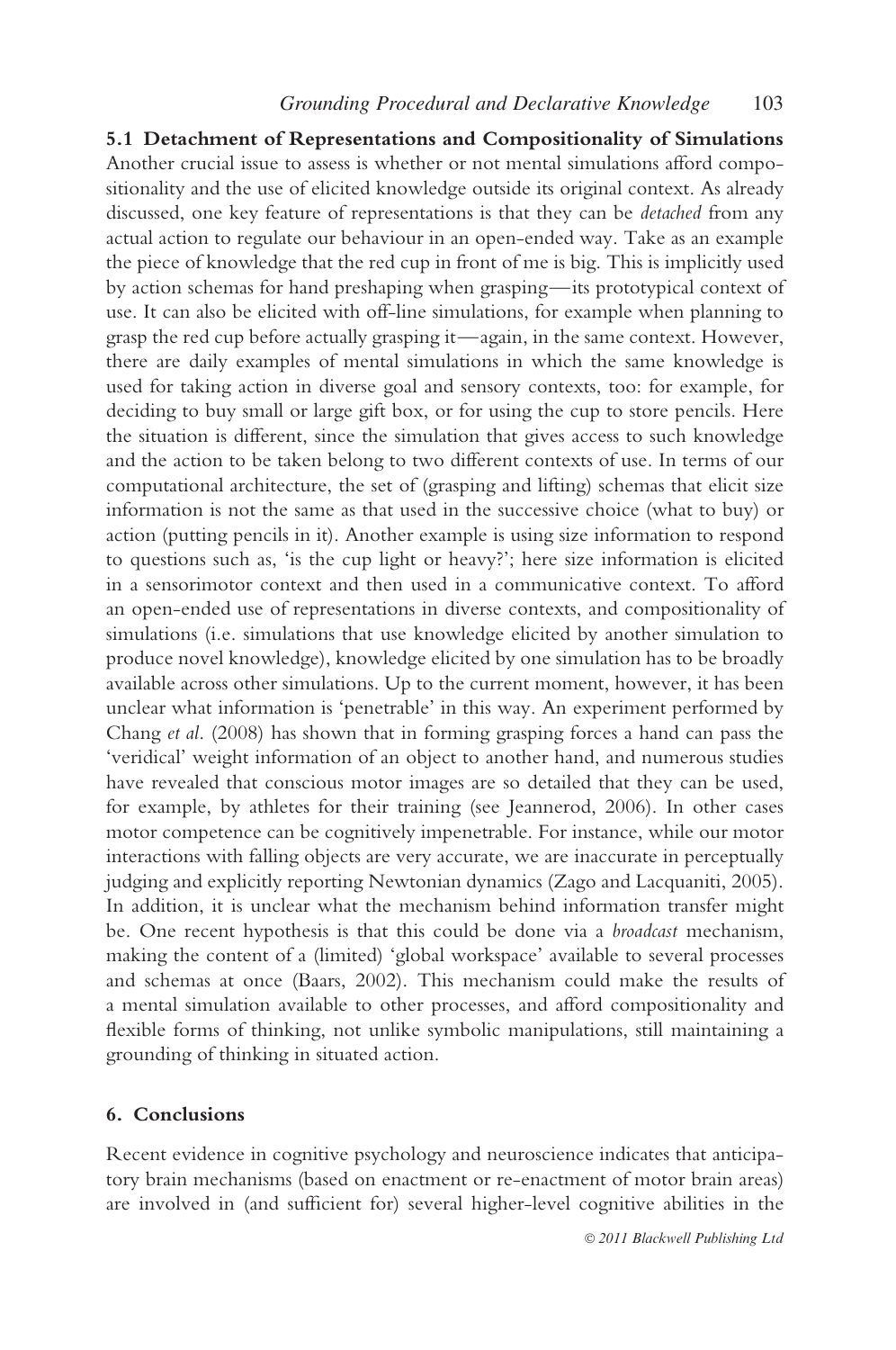### 5.1 Detachment of Representations and Compositionality of Simulations

Another crucial issue to assess is whether or not mental simulations afford compositionality and the use of elicited knowledge outside its original context. As already discussed, one key feature of representations is that they can be *detached* from any actual action to regulate our behaviour in an open-ended way. Take as an example the piece of knowledge that the red cup in front of me is big. This is implicitly used by action schemas for hand preshaping when grasping—its prototypical context of use. It can also be elicited with off-line simulations, for example when planning to grasp the red cup before actually grasping it—again, in the same context. However, there are daily examples of mental simulations in which the same knowledge is used for taking action in diverse goal and sensory contexts, too: for example, for deciding to buy small or large gift box, or for using the cup to store pencils. Here the situation is different, since the simulation that gives access to such knowledge and the action to be taken belong to two different contexts of use. In terms of our computational architecture, the set of (grasping and lifting) schemas that elicit size information is not the same as that used in the successive choice (what to buy) or action (putting pencils in it). Another example is using size information to respond to questions such as, 'is the cup light or heavy?'; here size information is elicited in a sensorimotor context and then used in a communicative context. To afford an open-ended use of representations in diverse contexts, and compositionality of simulations (i.e. simulations that use knowledge elicited by another simulation to produce novel knowledge), knowledge elicited by one simulation has to be broadly available across other simulations. Up to the current moment, however, it has been unclear what information is 'penetrable' in this way. An experiment performed by Chang *et al*. (2008) has shown that in forming grasping forces a hand can pass the 'veridical' weight information of an object to another hand, and numerous studies have revealed that conscious motor images are so detailed that they can be used, for example, by athletes for their training (see Jeannerod, 2006). In other cases motor competence can be cognitively impenetrable. For instance, while our motor interactions with falling objects are very accurate, we are inaccurate in perceptually judging and explicitly reporting Newtonian dynamics (Zago and Lacquaniti, 2005). In addition, it is unclear what the mechanism behind information transfer might be. One recent hypothesis is that this could be done via a *broadcast* mechanism, making the content of a (limited) 'global workspace' available to several processes and schemas at once (Baars, 2002). This mechanism could make the results of a mental simulation available to other processes, and afford compositionality and flexible forms of thinking, not unlike symbolic manipulations, still maintaining a grounding of thinking in situated action.

## 6. Conclusions

Recent evidence in cognitive psychology and neuroscience indicates that anticipatory brain mechanisms (based on enactment or re-enactment of motor brain areas) are involved in (and sufficient for) several higher-level cognitive abilities in the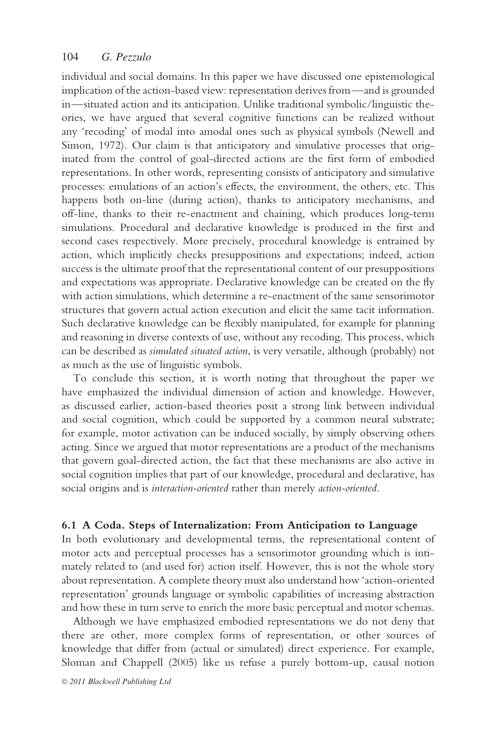individual and social domains. In this paper we have discussed one epistemological implication of the action-based view: representation derives from—and is grounded in—situated action and its anticipation. Unlike traditional symbolic/linguistic theories, we have argued that several cognitive functions can be realized without any 'recoding' of modal into amodal ones such as physical symbols (Newell and Simon, 1972). Our claim is that anticipatory and simulative processes that originated from the control of goal-directed actions are the first form of embodied representations. In other words, representing consists of anticipatory and simulative processes: emulations of an action's effects, the environment, the others, etc. This happens both on-line (during action), thanks to anticipatory mechanisms, and off-line, thanks to their re-enactment and chaining, which produces long-term simulations. Procedural and declarative knowledge is produced in the first and second cases respectively. More precisely, procedural knowledge is entrained by action, which implicitly checks presuppositions and expectations; indeed, action success is the ultimate proof that the representational content of our presuppositions and expectations was appropriate. Declarative knowledge can be created on the fly with action simulations, which determine a re-enactment of the same sensorimotor structures that govern actual action execution and elicit the same tacit information. Such declarative knowledge can be flexibly manipulated, for example for planning and reasoning in diverse contexts of use, without any recoding. This process, which can be described as *simulated situated action*, is very versatile, although (probably) not as much as the use of linguistic symbols.

To conclude this section, it is worth noting that throughout the paper we have emphasized the individual dimension of action and knowledge. However, as discussed earlier, action-based theories posit a strong link between individual and social cognition, which could be supported by a common neural substrate; for example, motor activation can be induced socially, by simply observing others acting. Since we argued that motor representations are a product of the mechanisms that govern goal-directed action, the fact that these mechanisms are also active in social cognition implies that part of our knowledge, procedural and declarative, has social origins and is *interaction-oriented* rather than merely *action-oriented*.

### 6.1 A Coda. Steps of Internalization: From Anticipation to Language

In both evolutionary and developmental terms, the representational content of motor acts and perceptual processes has a sensorimotor grounding which is intimately related to (and used for) action itself. However, this is not the whole story about representation. A complete theory must also understand how 'action-oriented representation' grounds language or symbolic capabilities of increasing abstraction and how these in turn serve to enrich the more basic perceptual and motor schemas.

Although we have emphasized embodied representations we do not deny that there are other, more complex forms of representation, or other sources of knowledge that differ from (actual or simulated) direct experience. For example, Sloman and Chappell (2005) like us refuse a purely bottom-up, causal notion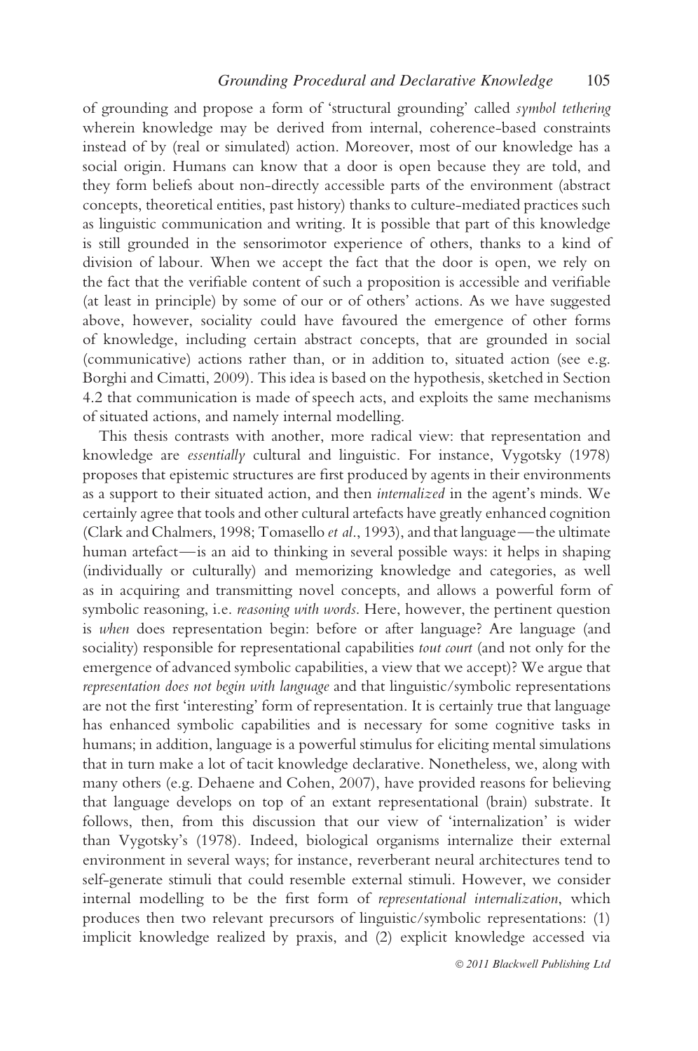of grounding and propose a form of 'structural grounding' called *symbol tethering* wherein knowledge may be derived from internal, coherence-based constraints instead of by (real or simulated) action. Moreover, most of our knowledge has a social origin. Humans can know that a door is open because they are told, and they form beliefs about non-directly accessible parts of the environment (abstract concepts, theoretical entities, past history) thanks to culture-mediated practices such as linguistic communication and writing. It is possible that part of this knowledge is still grounded in the sensorimotor experience of others, thanks to a kind of division of labour. When we accept the fact that the door is open, we rely on the fact that the verifiable content of such a proposition is accessible and verifiable (at least in principle) by some of our or of others' actions. As we have suggested above, however, sociality could have favoured the emergence of other forms of knowledge, including certain abstract concepts, that are grounded in social (communicative) actions rather than, or in addition to, situated action (see e.g. Borghi and Cimatti, 2009). This idea is based on the hypothesis, sketched in Section 4.2 that communication is made of speech acts, and exploits the same mechanisms of situated actions, and namely internal modelling.

This thesis contrasts with another, more radical view: that representation and knowledge are *essentially* cultural and linguistic. For instance, Vygotsky (1978) proposes that epistemic structures are first produced by agents in their environments as a support to their situated action, and then *internalized* in the agent's minds. We certainly agree that tools and other cultural artefacts have greatly enhanced cognition (Clark and Chalmers, 1998; Tomasello *et al*., 1993), and that language—the ultimate human artefact—is an aid to thinking in several possible ways: it helps in shaping (individually or culturally) and memorizing knowledge and categories, as well as in acquiring and transmitting novel concepts, and allows a powerful form of symbolic reasoning, i.e. *reasoning with words*. Here, however, the pertinent question is *when* does representation begin: before or after language? Are language (and sociality) responsible for representational capabilities *tout court* (and not only for the emergence of advanced symbolic capabilities, a view that we accept)? We argue that *representation does not begin with language* and that linguistic/symbolic representations are not the first 'interesting' form of representation. It is certainly true that language has enhanced symbolic capabilities and is necessary for some cognitive tasks in humans; in addition, language is a powerful stimulus for eliciting mental simulations that in turn make a lot of tacit knowledge declarative. Nonetheless, we, along with many others (e.g. Dehaene and Cohen, 2007), have provided reasons for believing that language develops on top of an extant representational (brain) substrate. It follows, then, from this discussion that our view of 'internalization' is wider than Vygotsky's (1978). Indeed, biological organisms internalize their external environment in several ways; for instance, reverberant neural architectures tend to self-generate stimuli that could resemble external stimuli. However, we consider internal modelling to be the first form of *representational internalization*, which produces then two relevant precursors of linguistic/symbolic representations: (1) implicit knowledge realized by praxis, and (2) explicit knowledge accessed via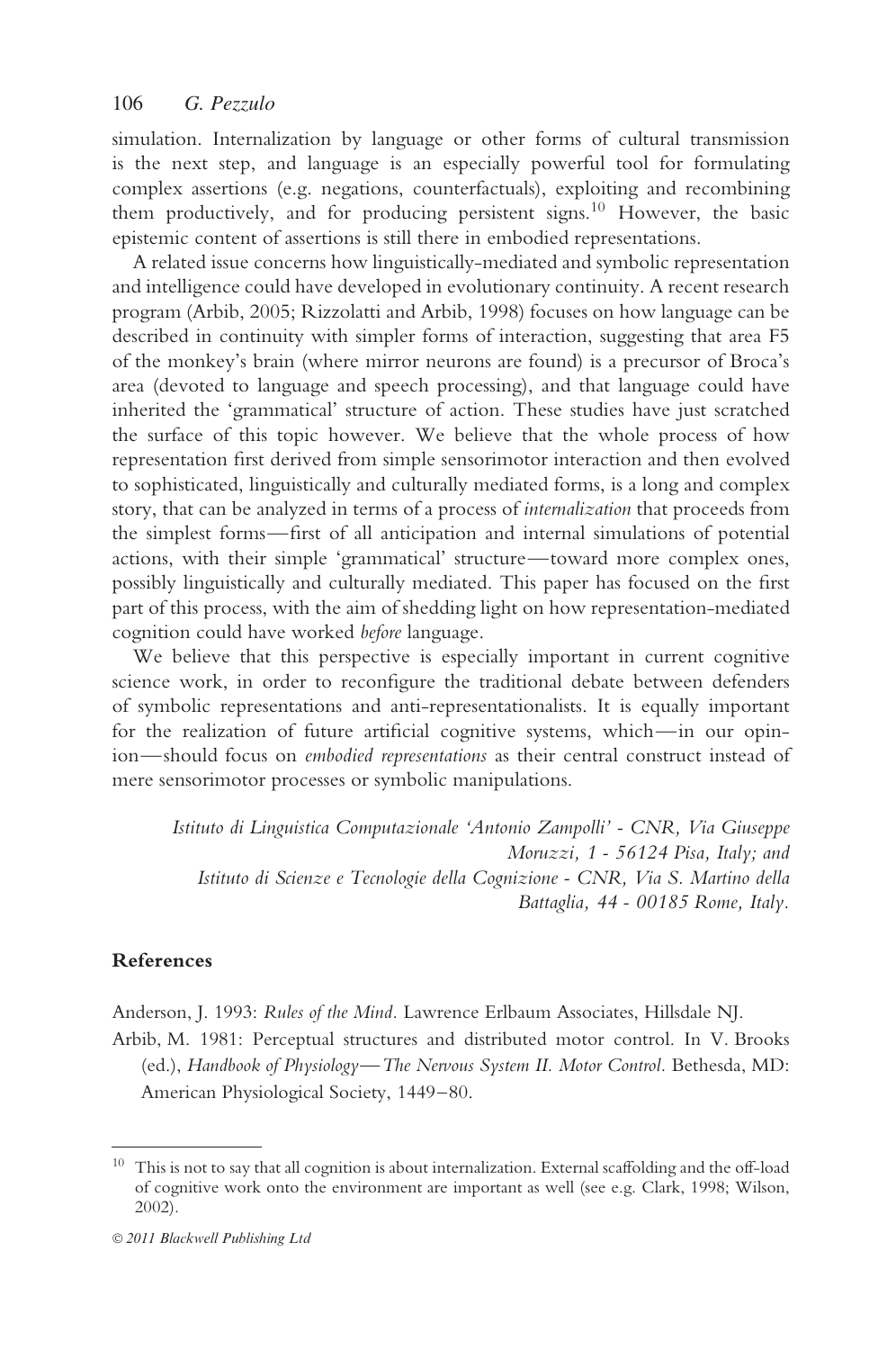simulation. Internalization by language or other forms of cultural transmission is the next step, and language is an especially powerful tool for formulating complex assertions (e.g. negations, counterfactuals), exploiting and recombining them productively, and for producing persistent signs.[10] However, the basic epistemic content of assertions is still there in embodied representations.

A related issue concerns how linguistically-mediated and symbolic representation and intelligence could have developed in evolutionary continuity. A recent research program (Arbib, 2005; Rizzolatti and Arbib, 1998) focuses on how language can be described in continuity with simpler forms of interaction, suggesting that area F5 of the monkey's brain (where mirror neurons are found) is a precursor of Broca's area (devoted to language and speech processing), and that language could have inherited the 'grammatical' structure of action. These studies have just scratched the surface of this topic however. We believe that the whole process of how representation first derived from simple sensorimotor interaction and then evolved to sophisticated, linguistically and culturally mediated forms, is a long and complex story, that can be analyzed in terms of a process of *internalization* that proceeds from the simplest forms—first of all anticipation and internal simulations of potential actions, with their simple 'grammatical' structure—toward more complex ones, possibly linguistically and culturally mediated. This paper has focused on the first part of this process, with the aim of shedding light on how representation-mediated cognition could have worked *before* language.

We believe that this perspective is especially important in current cognitive science work, in order to reconfigure the traditional debate between defenders of symbolic representations and anti-representationalists. It is equally important for the realization of future artificial cognitive systems, which—in our opinion—should focus on *embodied representations* as their central construct instead of mere sensorimotor processes or symbolic manipulations.

*Istituto di Linguistica Computazionale 'Antonio Zampolli' - CNR, Via Giuseppe Moruzzi, 1 - 56124 Pisa, Italy; and*
*Istituto di Scienze e Tecnologie della Cognizione - CNR, Via S. Martino della Battaglia, 44 - 00185 Rome, Italy.*

## References

Anderson, J. 1993: *Rules of the Mind*. Lawrence Erlbaum Associates, Hillsdale NJ.

Arbib, M. 1981: Perceptual structures and distributed motor control. In V. Brooks (ed.), *Handbook of Physiology—The Nervous System II. Motor Control*. Bethesda, MD: American Physiological Society, 1449–80.

---

[10] This is not to say that all cognition is about internalization. External scaffolding and the off-load of cognitive work onto the environment are important as well (see e.g. Clark, 1998; Wilson, 2002).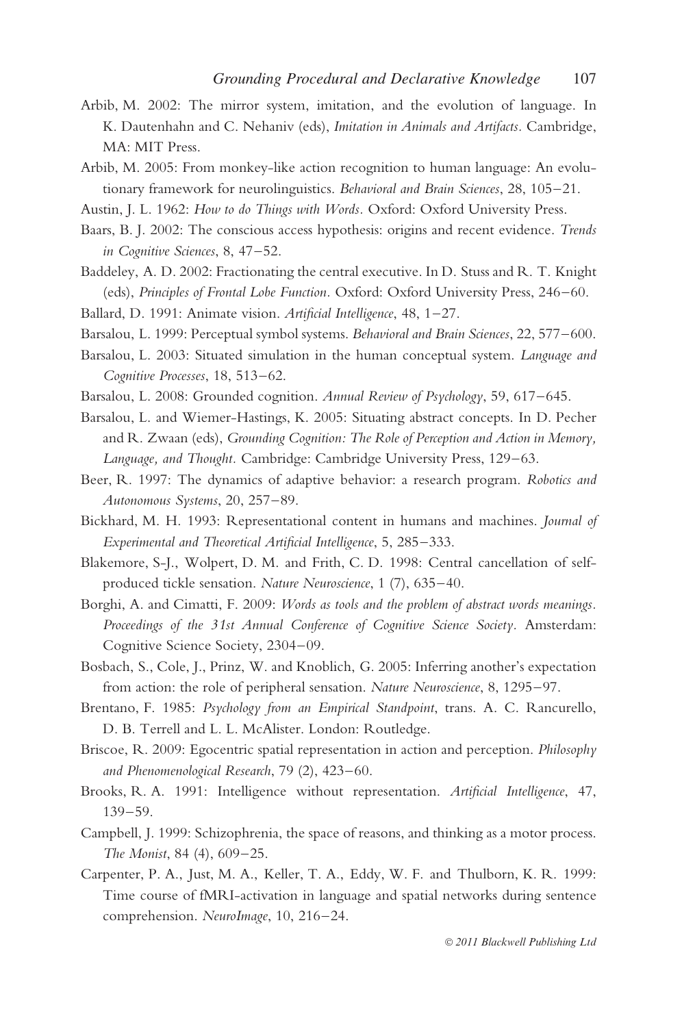Arbib, M. 2002: The mirror system, imitation, and the evolution of language. In K. Dautenhahn and C. Nehaniv (eds), *Imitation in Animals and Artifacts*. Cambridge, MA: MIT Press.

Arbib, M. 2005: From monkey-like action recognition to human language: An evolutionary framework for neurolinguistics. *Behavioral and Brain Sciences*, 28, 105–21.

Austin, J. L. 1962: *How to do Things with Words*. Oxford: Oxford University Press.

Baars, B. J. 2002: The conscious access hypothesis: origins and recent evidence. *Trends in Cognitive Sciences*, 8, 47–52.

Baddeley, A. D. 2002: Fractionating the central executive. In D. Stuss and R. T. Knight (eds), *Principles of Frontal Lobe Function*. Oxford: Oxford University Press, 246–60.

Ballard, D. 1991: Animate vision. *Artificial Intelligence*, 48, 1–27.

Barsalou, L. 1999: Perceptual symbol systems. *Behavioral and Brain Sciences*, 22, 577–600.

Barsalou, L. 2003: Situated simulation in the human conceptual system. *Language and Cognitive Processes*, 18, 513–62.

Barsalou, L. 2008: Grounded cognition. *Annual Review of Psychology*, 59, 617–645.

Barsalou, L. and Wiemer-Hastings, K. 2005: Situating abstract concepts. In D. Pecher and R. Zwaan (eds), *Grounding Cognition: The Role of Perception and Action in Memory, Language, and Thought*. Cambridge: Cambridge University Press, 129–63.

Beer, R. 1997: The dynamics of adaptive behavior: a research program. *Robotics and Autonomous Systems*, 20, 257–89.

Bickhard, M. H. 1993: Representational content in humans and machines. *Journal of Experimental and Theoretical Artificial Intelligence*, 5, 285–333.

Blakemore, S-J., Wolpert, D. M. and Frith, C. D. 1998: Central cancellation of self-produced tickle sensation. *Nature Neuroscience*, 1 (7), 635–40.

Borghi, A. and Cimatti, F. 2009: *Words as tools and the problem of abstract words meanings. Proceedings of the 31st Annual Conference of Cognitive Science Society*. Amsterdam: Cognitive Science Society, 2304–09.

Bosbach, S., Cole, J., Prinz, W. and Knoblich, G. 2005: Inferring another's expectation from action: the role of peripheral sensation. *Nature Neuroscience*, 8, 1295–97.

Brentano, F. 1985: *Psychology from an Empirical Standpoint*, trans. A. C. Rancurello, D. B. Terrell and L. L. McAlister. London: Routledge.

Briscoe, R. 2009: Egocentric spatial representation in action and perception. *Philosophy and Phenomenological Research*, 79 (2), 423–60.

Brooks, R. A. 1991: Intelligence without representation. *Artificial Intelligence*, 47, 139–59.

Campbell, J. 1999: Schizophrenia, the space of reasons, and thinking as a motor process. *The Monist*, 84 (4), 609–25.

Carpenter, P. A., Just, M. A., Keller, T. A., Eddy, W. F. and Thulborn, K. R. 1999: Time course of fMRI-activation in language and spatial networks during sentence comprehension. *NeuroImage*, 10, 216–24.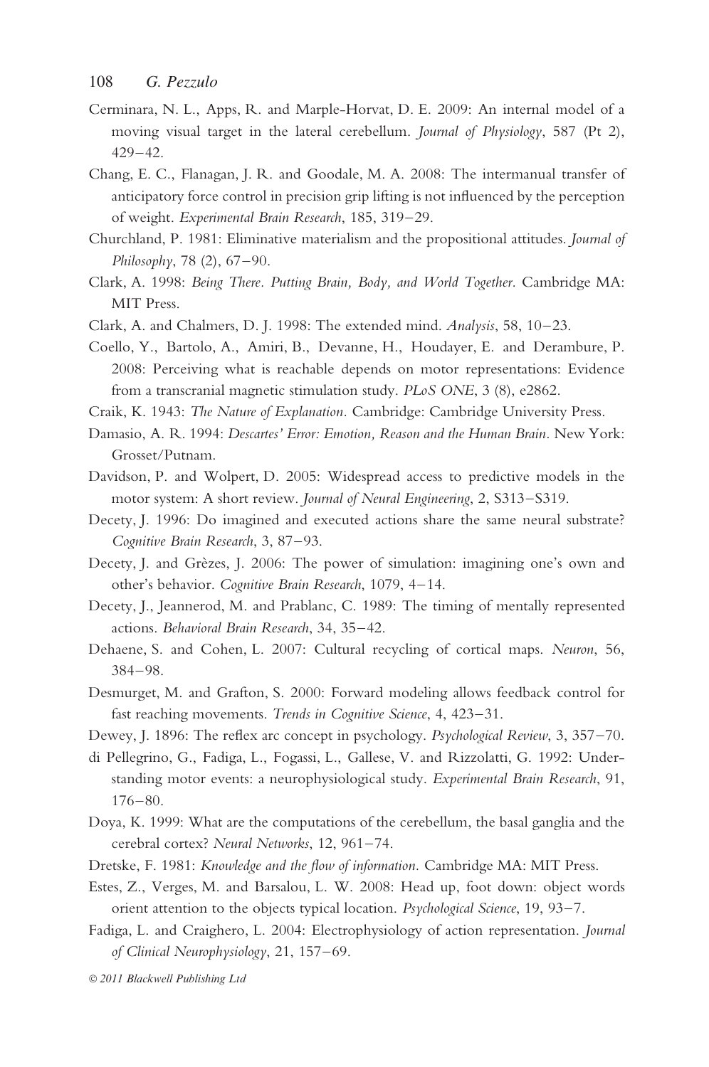Cerminara, N. L., Apps, R. and Marple-Horvat, D. E. 2009: An internal model of a moving visual target in the lateral cerebellum. *Journal of Physiology*, 587 (Pt 2), 429–42.

Chang, E. C., Flanagan, J. R. and Goodale, M. A. 2008: The intermanual transfer of anticipatory force control in precision grip lifting is not influenced by the perception of weight. *Experimental Brain Research*, 185, 319–29.

Churchland, P. 1981: Eliminative materialism and the propositional attitudes. *Journal of Philosophy*, 78 (2), 67–90.

Clark, A. 1998: *Being There. Putting Brain, Body, and World Together.* Cambridge MA: MIT Press.

Clark, A. and Chalmers, D. J. 1998: The extended mind. *Analysis*, 58, 10–23.

Coello, Y., Bartolo, A., Amiri, B., Devanne, H., Houdayer, E. and Derambure, P. 2008: Perceiving what is reachable depends on motor representations: Evidence from a transcranial magnetic stimulation study. *PLoS ONE*, 3 (8), e2862.

Craik, K. 1943: *The Nature of Explanation.* Cambridge: Cambridge University Press.

Damasio, A. R. 1994: *Descartes' Error: Emotion, Reason and the Human Brain*. New York: Grosset/Putnam.

Davidson, P. and Wolpert, D. 2005: Widespread access to predictive models in the motor system: A short review. *Journal of Neural Engineering*, 2, S313–S319.

Decety, J. 1996: Do imagined and executed actions share the same neural substrate? *Cognitive Brain Research*, 3, 87–93.

Decety, J. and Grèzes, J. 2006: The power of simulation: imagining one's own and other's behavior. *Cognitive Brain Research*, 1079, 4–14.

Decety, J., Jeannerod, M. and Prablanc, C. 1989: The timing of mentally represented actions. *Behavioral Brain Research*, 34, 35–42.

Dehaene, S. and Cohen, L. 2007: Cultural recycling of cortical maps. *Neuron*, 56, 384–98.

Desmurget, M. and Grafton, S. 2000: Forward modeling allows feedback control for fast reaching movements. *Trends in Cognitive Science*, 4, 423–31.

Dewey, J. 1896: The reflex arc concept in psychology. *Psychological Review*, 3, 357–70.

di Pellegrino, G., Fadiga, L., Fogassi, L., Gallese, V. and Rizzolatti, G. 1992: Understanding motor events: a neurophysiological study. *Experimental Brain Research*, 91, 176–80.

Doya, K. 1999: What are the computations of the cerebellum, the basal ganglia and the cerebral cortex? *Neural Networks*, 12, 961–74.

Dretske, F. 1981: *Knowledge and the flow of information.* Cambridge MA: MIT Press.

Estes, Z., Verges, M. and Barsalou, L. W. 2008: Head up, foot down: object words orient attention to the objects typical location. *Psychological Science*, 19, 93–7.

Fadiga, L. and Craighero, L. 2004: Electrophysiology of action representation. *Journal of Clinical Neurophysiology*, 21, 157–69.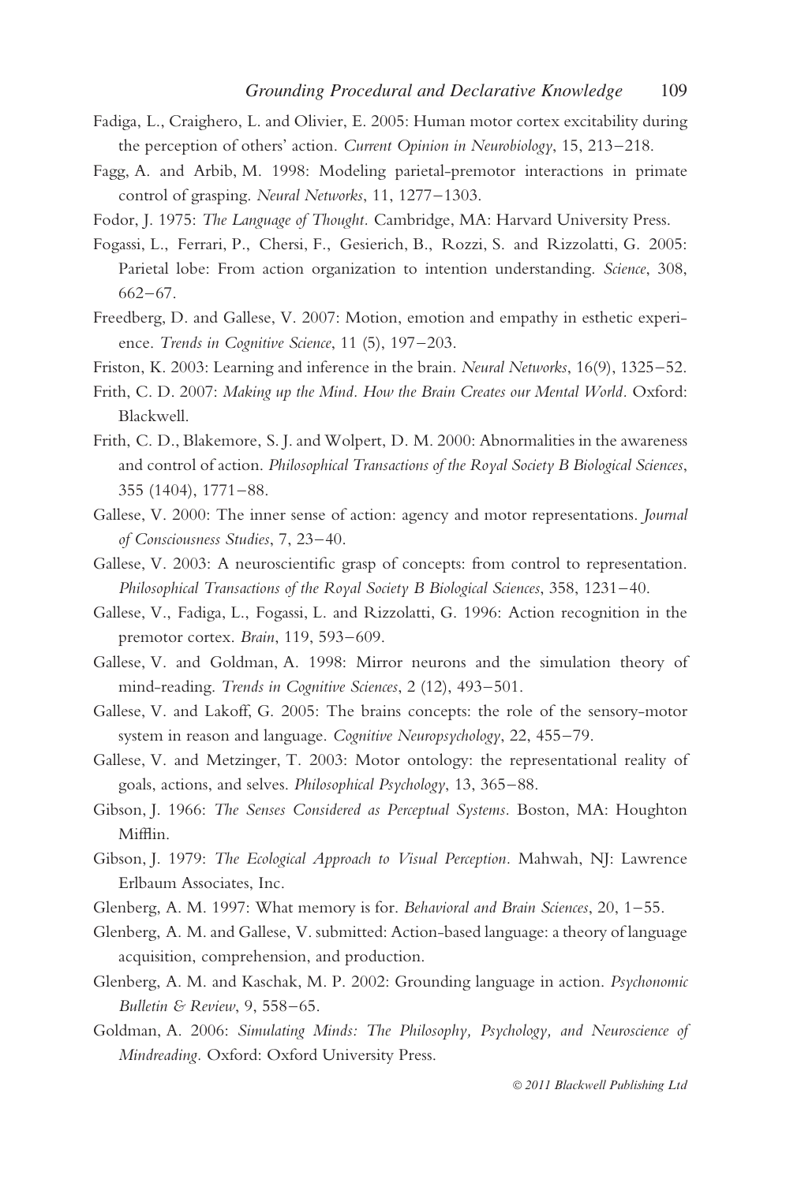Fadiga, L., Craighero, L. and Olivier, E. 2005: Human motor cortex excitability during the perception of others' action. *Current Opinion in Neurobiology*, 15, 213–218.

Fagg, A. and Arbib, M. 1998: Modeling parietal-premotor interactions in primate control of grasping. *Neural Networks*, 11, 1277–1303.

Fodor, J. 1975: *The Language of Thought*. Cambridge, MA: Harvard University Press.

Fogassi, L., Ferrari, P., Chersi, F., Gesierich, B., Rozzi, S. and Rizzolatti, G. 2005: Parietal lobe: From action organization to intention understanding. *Science*, 308, 662–67.

Freedberg, D. and Gallese, V. 2007: Motion, emotion and empathy in esthetic experience. *Trends in Cognitive Science*, 11 (5), 197–203.

Friston, K. 2003: Learning and inference in the brain. *Neural Networks*, 16(9), 1325–52.

Frith, C. D. 2007: *Making up the Mind. How the Brain Creates our Mental World*. Oxford: Blackwell.

Frith, C. D., Blakemore, S. J. and Wolpert, D. M. 2000: Abnormalities in the awareness and control of action. *Philosophical Transactions of the Royal Society B Biological Sciences*, 355 (1404), 1771–88.

Gallese, V. 2000: The inner sense of action: agency and motor representations. *Journal of Consciousness Studies*, 7, 23–40.

Gallese, V. 2003: A neuroscientific grasp of concepts: from control to representation. *Philosophical Transactions of the Royal Society B Biological Sciences*, 358, 1231–40.

Gallese, V., Fadiga, L., Fogassi, L. and Rizzolatti, G. 1996: Action recognition in the premotor cortex. *Brain*, 119, 593–609.

Gallese, V. and Goldman, A. 1998: Mirror neurons and the simulation theory of mind-reading. *Trends in Cognitive Sciences*, 2 (12), 493–501.

Gallese, V. and Lakoff, G. 2005: The brains concepts: the role of the sensory-motor system in reason and language. *Cognitive Neuropsychology*, 22, 455–79.

Gallese, V. and Metzinger, T. 2003: Motor ontology: the representational reality of goals, actions, and selves. *Philosophical Psychology*, 13, 365–88.

Gibson, J. 1966: *The Senses Considered as Perceptual Systems*. Boston, MA: Houghton Mifflin.

Gibson, J. 1979: *The Ecological Approach to Visual Perception*. Mahwah, NJ: Lawrence Erlbaum Associates, Inc.

Glenberg, A. M. 1997: What memory is for. *Behavioral and Brain Sciences*, 20, 1–55.

Glenberg, A. M. and Gallese, V. submitted: Action-based language: a theory of language acquisition, comprehension, and production.

Glenberg, A. M. and Kaschak, M. P. 2002: Grounding language in action. *Psychonomic Bulletin & Review*, 9, 558–65.

Goldman, A. 2006: *Simulating Minds: The Philosophy, Psychology, and Neuroscience of Mindreading*. Oxford: Oxford University Press.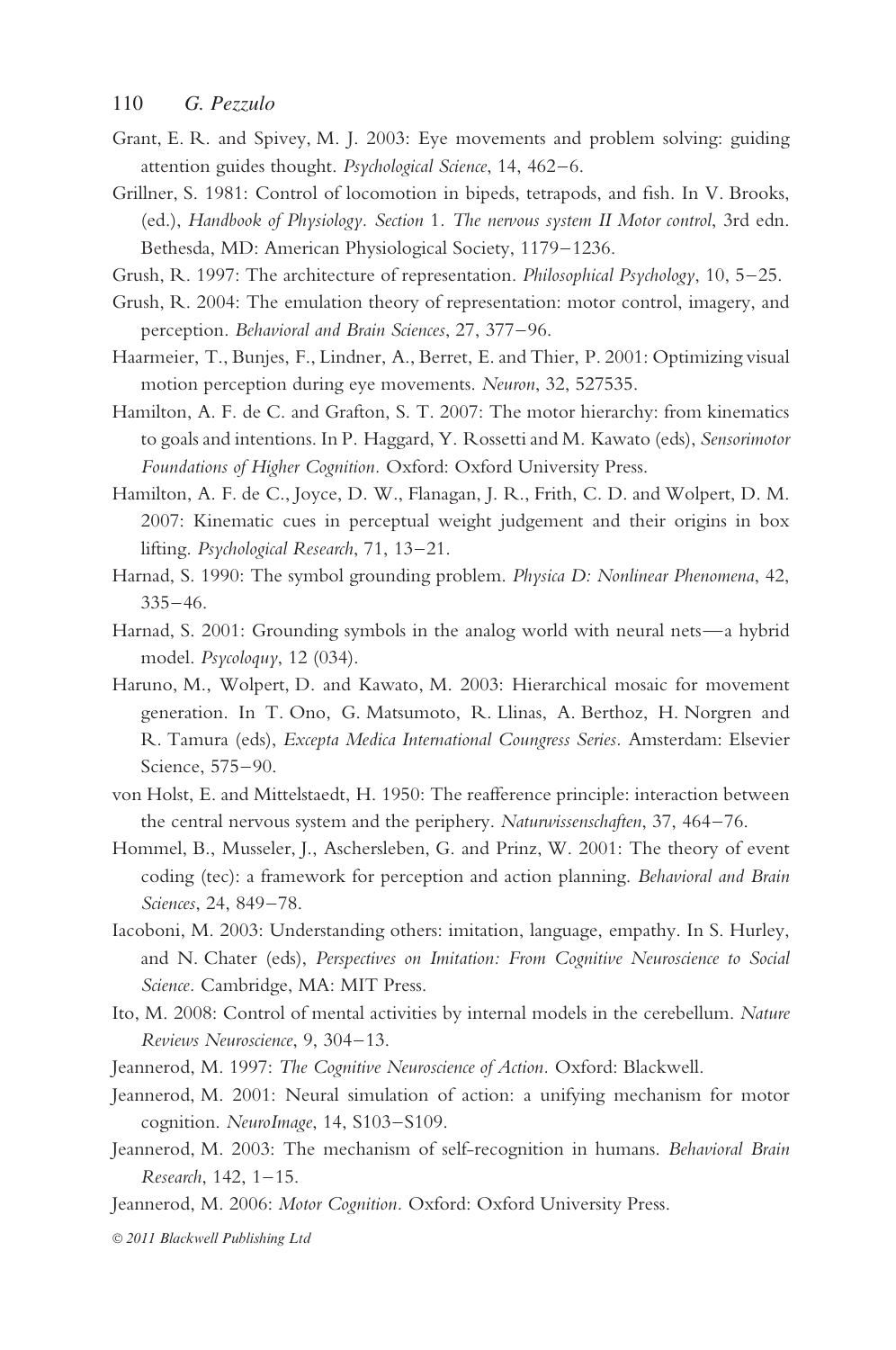Grant, E. R. and Spivey, M. J. 2003: Eye movements and problem solving: guiding attention guides thought. *Psychological Science*, 14, 462–6.

Grillner, S. 1981: Control of locomotion in bipeds, tetrapods, and fish. In V. Brooks, (ed.), *Handbook of Physiology. Section 1. The nervous system II Motor control*, 3rd edn. Bethesda, MD: American Physiological Society, 1179–1236.

Grush, R. 1997: The architecture of representation. *Philosophical Psychology*, 10, 5–25.

Grush, R. 2004: The emulation theory of representation: motor control, imagery, and perception. *Behavioral and Brain Sciences*, 27, 377–96.

Haarmeier, T., Bunjes, F., Lindner, A., Berret, E. and Thier, P. 2001: Optimizing visual motion perception during eye movements. *Neuron*, 32, 527535.

Hamilton, A. F. de C. and Grafton, S. T. 2007: The motor hierarchy: from kinematics to goals and intentions. In P. Haggard, Y. Rossetti and M. Kawato (eds), *Sensorimotor Foundations of Higher Cognition*. Oxford: Oxford University Press.

Hamilton, A. F. de C., Joyce, D. W., Flanagan, J. R., Frith, C. D. and Wolpert, D. M. 2007: Kinematic cues in perceptual weight judgement and their origins in box lifting. *Psychological Research*, 71, 13–21.

Harnad, S. 1990: The symbol grounding problem. *Physica D: Nonlinear Phenomena*, 42, 335–46.

Harnad, S. 2001: Grounding symbols in the analog world with neural nets—a hybrid model. *Psycoloquy*, 12 (034).

Haruno, M., Wolpert, D. and Kawato, M. 2003: Hierarchical mosaic for movement generation. In T. Ono, G. Matsumoto, R. Llinas, A. Berthoz, H. Norgren and R. Tamura (eds), *Excepta Medica International Coungress Series*. Amsterdam: Elsevier Science, 575–90.

von Holst, E. and Mittelstaedt, H. 1950: The reafference principle: interaction between the central nervous system and the periphery. *Naturwissenschaften*, 37, 464–76.

Hommel, B., Musseler, J., Aschersleben, G. and Prinz, W. 2001: The theory of event coding (tec): a framework for perception and action planning. *Behavioral and Brain Sciences*, 24, 849–78.

Iacoboni, M. 2003: Understanding others: imitation, language, empathy. In S. Hurley, and N. Chater (eds), *Perspectives on Imitation: From Cognitive Neuroscience to Social Science*. Cambridge, MA: MIT Press.

Ito, M. 2008: Control of mental activities by internal models in the cerebellum. *Nature Reviews Neuroscience*, 9, 304–13.

Jeannerod, M. 1997: *The Cognitive Neuroscience of Action*. Oxford: Blackwell.

Jeannerod, M. 2001: Neural simulation of action: a unifying mechanism for motor cognition. *NeuroImage*, 14, S103–S109.

Jeannerod, M. 2003: The mechanism of self-recognition in humans. *Behavioral Brain Research*, 142, 1–15.

Jeannerod, M. 2006: *Motor Cognition*. Oxford: Oxford University Press.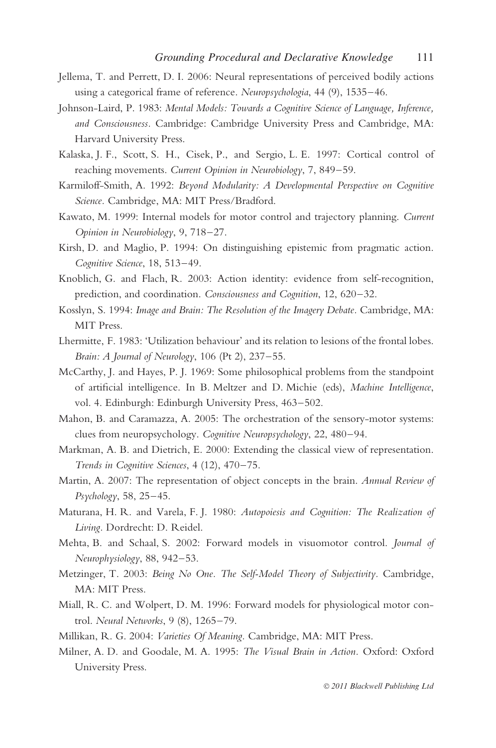Jellema, T. and Perrett, D. I. 2006: Neural representations of perceived bodily actions using a categorical frame of reference. *Neuropsychologia*, 44 (9), 1535–46.

Johnson-Laird, P. 1983: *Mental Models: Towards a Cognitive Science of Language, Inference, and Consciousness*. Cambridge: Cambridge University Press and Cambridge, MA: Harvard University Press.

Kalaska, J. F., Scott, S. H., Cisek, P., and Sergio, L. E. 1997: Cortical control of reaching movements. *Current Opinion in Neurobiology*, 7, 849–59.

Karmiloff-Smith, A. 1992: *Beyond Modularity: A Developmental Perspective on Cognitive Science*. Cambridge, MA: MIT Press/Bradford.

Kawato, M. 1999: Internal models for motor control and trajectory planning. *Current Opinion in Neurobiology*, 9, 718–27.

Kirsh, D. and Maglio, P. 1994: On distinguishing epistemic from pragmatic action. *Cognitive Science*, 18, 513–49.

Knoblich, G. and Flach, R. 2003: Action identity: evidence from self-recognition, prediction, and coordination. *Consciousness and Cognition*, 12, 620–32.

Kosslyn, S. 1994: *Image and Brain: The Resolution of the Imagery Debate*. Cambridge, MA: MIT Press.

Lhermitte, F. 1983: 'Utilization behaviour' and its relation to lesions of the frontal lobes. *Brain: A Journal of Neurology*, 106 (Pt 2), 237–55.

McCarthy, J. and Hayes, P. J. 1969: Some philosophical problems from the standpoint of artificial intelligence. In B. Meltzer and D. Michie (eds), *Machine Intelligence*, vol. 4. Edinburgh: Edinburgh University Press, 463–502.

Mahon, B. and Caramazza, A. 2005: The orchestration of the sensory-motor systems: clues from neuropsychology. *Cognitive Neuropsychology*, 22, 480–94.

Markman, A. B. and Dietrich, E. 2000: Extending the classical view of representation. *Trends in Cognitive Sciences*, 4 (12), 470–75.

Martin, A. 2007: The representation of object concepts in the brain. *Annual Review of Psychology*, 58, 25–45.

Maturana, H. R. and Varela, F. J. 1980: *Autopoiesis and Cognition: The Realization of Living*. Dordrecht: D. Reidel.

Mehta, B. and Schaal, S. 2002: Forward models in visuomotor control. *Journal of Neurophysiology*, 88, 942–53.

Metzinger, T. 2003: *Being No One. The Self-Model Theory of Subjectivity*. Cambridge, MA: MIT Press.

Miall, R. C. and Wolpert, D. M. 1996: Forward models for physiological motor control. *Neural Networks*, 9 (8), 1265–79.

Millikan, R. G. 2004: *Varieties Of Meaning*. Cambridge, MA: MIT Press.

Milner, A. D. and Goodale, M. A. 1995: *The Visual Brain in Action*. Oxford: Oxford University Press.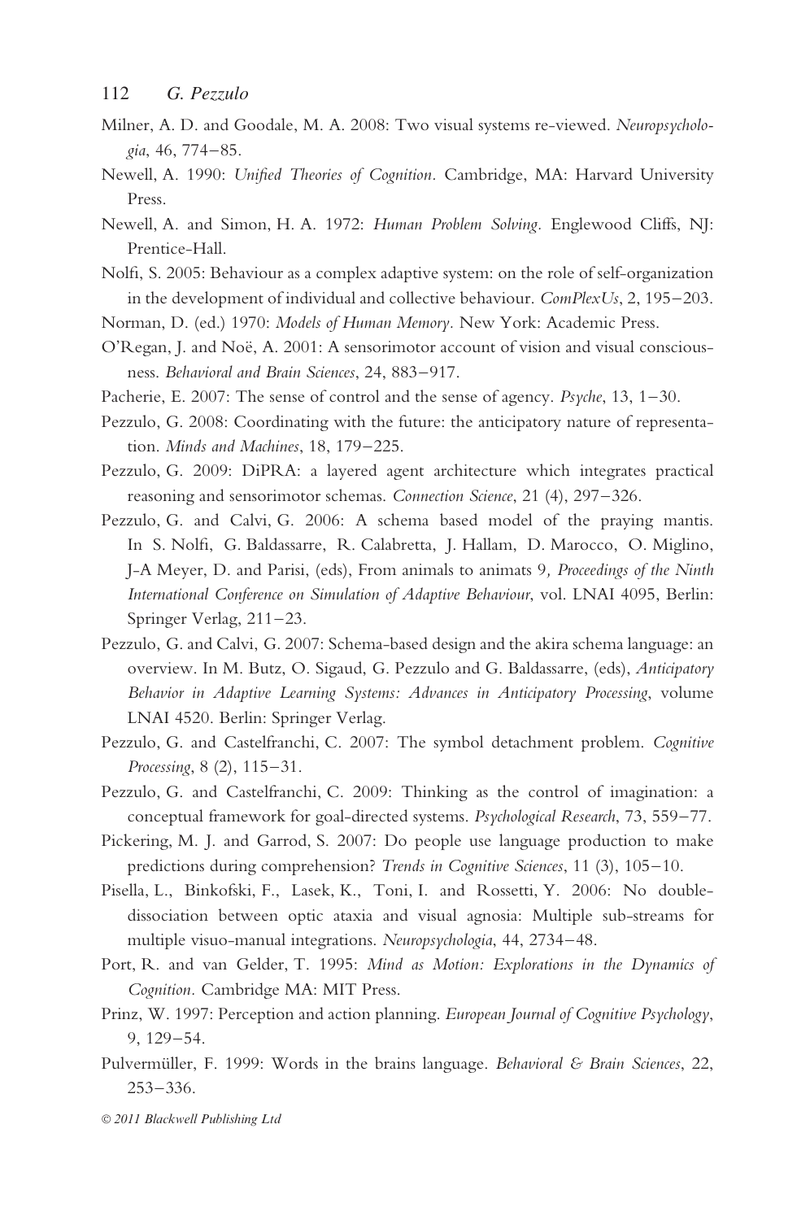Milner, A. D. and Goodale, M. A. 2008: Two visual systems re-viewed. *Neuropsychologia*, 46, 774–85.

Newell, A. 1990: *Unified Theories of Cognition*. Cambridge, MA: Harvard University Press.

Newell, A. and Simon, H. A. 1972: *Human Problem Solving*. Englewood Cliffs, NJ: Prentice-Hall.

Nolfi, S. 2005: Behaviour as a complex adaptive system: on the role of self-organization in the development of individual and collective behaviour. *ComPlexUs*, 2, 195–203.

Norman, D. (ed.) 1970: *Models of Human Memory*. New York: Academic Press.

O'Regan, J. and Noë, A. 2001: A sensorimotor account of vision and visual consciousness. *Behavioral and Brain Sciences*, 24, 883–917.

Pacherie, E. 2007: The sense of control and the sense of agency. *Psyche*, 13, 1–30.

Pezzulo, G. 2008: Coordinating with the future: the anticipatory nature of representation. *Minds and Machines*, 18, 179–225.

Pezzulo, G. 2009: DiPRA: a layered agent architecture which integrates practical reasoning and sensorimotor schemas. *Connection Science*, 21 (4), 297–326.

Pezzulo, G. and Calvi, G. 2006: A schema based model of the praying mantis. In S. Nolfi, G. Baldassarre, R. Calabretta, J. Hallam, D. Marocco, O. Miglino, J-A Meyer, D. and Parisi, (eds), From animals to animats 9*, Proceedings of the Ninth International Conference on Simulation of Adaptive Behaviour*, vol. LNAI 4095, Berlin: Springer Verlag, 211–23.

Pezzulo, G. and Calvi, G. 2007: Schema-based design and the akira schema language: an overview. In M. Butz, O. Sigaud, G. Pezzulo and G. Baldassarre, (eds), *Anticipatory Behavior in Adaptive Learning Systems: Advances in Anticipatory Processing*, volume LNAI 4520. Berlin: Springer Verlag.

Pezzulo, G. and Castelfranchi, C. 2007: The symbol detachment problem. *Cognitive Processing*, 8 (2), 115–31.

Pezzulo, G. and Castelfranchi, C. 2009: Thinking as the control of imagination: a conceptual framework for goal-directed systems. *Psychological Research*, 73, 559–77.

Pickering, M. J. and Garrod, S. 2007: Do people use language production to make predictions during comprehension? *Trends in Cognitive Sciences*, 11 (3), 105–10.

Pisella, L., Binkofski, F., Lasek, K., Toni, I. and Rossetti, Y. 2006: No double-dissociation between optic ataxia and visual agnosia: Multiple sub-streams for multiple visuo-manual integrations. *Neuropsychologia*, 44, 2734–48.

Port, R. and van Gelder, T. 1995: *Mind as Motion: Explorations in the Dynamics of Cognition*. Cambridge MA: MIT Press.

Prinz, W. 1997: Perception and action planning. *European Journal of Cognitive Psychology*, 9, 129–54.

Pulvermüller, F. 1999: Words in the brains language. *Behavioral & Brain Sciences*, 22, 253–336.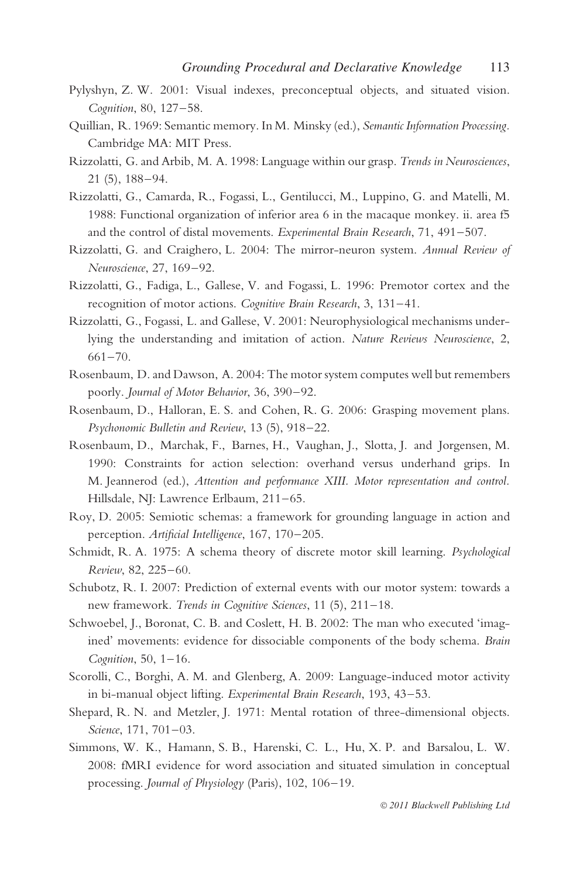Pylyshyn, Z. W. 2001: Visual indexes, preconceptual objects, and situated vision. *Cognition*, 80, 127–58.

Quillian, R. 1969: Semantic memory. In M. Minsky (ed.), *Semantic Information Processing*. Cambridge MA: MIT Press.

Rizzolatti, G. and Arbib, M. A. 1998: Language within our grasp. *Trends in Neurosciences*, 21 (5), 188–94.

Rizzolatti, G., Camarda, R., Fogassi, L., Gentilucci, M., Luppino, G. and Matelli, M. 1988: Functional organization of inferior area 6 in the macaque monkey. ii. area f5 and the control of distal movements. *Experimental Brain Research*, 71, 491–507.

Rizzolatti, G. and Craighero, L. 2004: The mirror-neuron system. *Annual Review of Neuroscience*, 27, 169–92.

Rizzolatti, G., Fadiga, L., Gallese, V. and Fogassi, L. 1996: Premotor cortex and the recognition of motor actions. *Cognitive Brain Research*, 3, 131–41.

Rizzolatti, G., Fogassi, L. and Gallese, V. 2001: Neurophysiological mechanisms underlying the understanding and imitation of action. *Nature Reviews Neuroscience*, 2, 661–70.

Rosenbaum, D. and Dawson, A. 2004: The motor system computes well but remembers poorly. *Journal of Motor Behavior*, 36, 390–92.

Rosenbaum, D., Halloran, E. S. and Cohen, R. G. 2006: Grasping movement plans. *Psychonomic Bulletin and Review*, 13 (5), 918–22.

Rosenbaum, D., Marchak, F., Barnes, H., Vaughan, J., Slotta, J. and Jorgensen, M. 1990: Constraints for action selection: overhand versus underhand grips. In M. Jeannerod (ed.), *Attention and performance XIII. Motor representation and control*. Hillsdale, NJ: Lawrence Erlbaum, 211–65.

Roy, D. 2005: Semiotic schemas: a framework for grounding language in action and perception. *Artificial Intelligence*, 167, 170–205.

Schmidt, R. A. 1975: A schema theory of discrete motor skill learning. *Psychological Review*, 82, 225–60.

Schubotz, R. I. 2007: Prediction of external events with our motor system: towards a new framework. *Trends in Cognitive Sciences*, 11 (5), 211–18.

Schwoebel, J., Boronat, C. B. and Coslett, H. B. 2002: The man who executed 'imagined' movements: evidence for dissociable components of the body schema. *Brain Cognition*, 50, 1–16.

Scorolli, C., Borghi, A. M. and Glenberg, A. 2009: Language-induced motor activity in bi-manual object lifting. *Experimental Brain Research*, 193, 43–53.

Shepard, R. N. and Metzler, J. 1971: Mental rotation of three-dimensional objects. *Science*, 171, 701–03.

Simmons, W. K., Hamann, S. B., Harenski, C. L., Hu, X. P. and Barsalou, L. W. 2008: fMRI evidence for word association and situated simulation in conceptual processing. *Journal of Physiology* (Paris), 102, 106–19.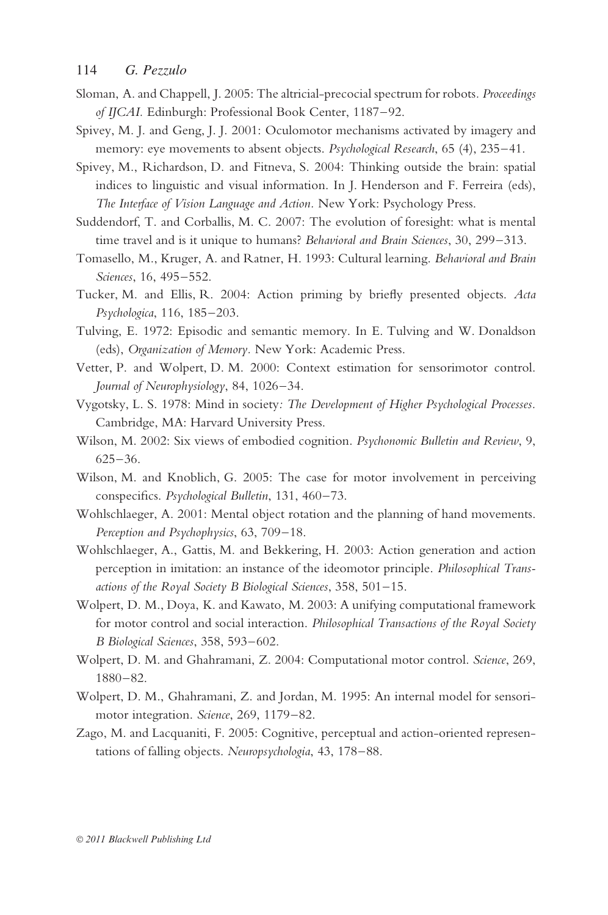Sloman, A. and Chappell, J. 2005: The altricial-precocial spectrum for robots. *Proceedings of IJCAI*. Edinburgh: Professional Book Center, 1187–92.

Spivey, M. J. and Geng, J. J. 2001: Oculomotor mechanisms activated by imagery and memory: eye movements to absent objects. *Psychological Research*, 65 (4), 235–41.

Spivey, M., Richardson, D. and Fitneva, S. 2004: Thinking outside the brain: spatial indices to linguistic and visual information. In J. Henderson and F. Ferreira (eds), *The Interface of Vision Language and Action*. New York: Psychology Press.

Suddendorf, T. and Corballis, M. C. 2007: The evolution of foresight: what is mental time travel and is it unique to humans? *Behavioral and Brain Sciences*, 30, 299–313.

Tomasello, M., Kruger, A. and Ratner, H. 1993: Cultural learning. *Behavioral and Brain Sciences*, 16, 495–552.

Tucker, M. and Ellis, R. 2004: Action priming by briefly presented objects. *Acta Psychologica*, 116, 185–203.

Tulving, E. 1972: Episodic and semantic memory. In E. Tulving and W. Donaldson (eds), *Organization of Memory*. New York: Academic Press.

Vetter, P. and Wolpert, D. M. 2000: Context estimation for sensorimotor control. *Journal of Neurophysiology*, 84, 1026–34.

Vygotsky, L. S. 1978: Mind in society*: The Development of Higher Psychological Processes*. Cambridge, MA: Harvard University Press.

Wilson, M. 2002: Six views of embodied cognition. *Psychonomic Bulletin and Review*, 9, 625–36.

Wilson, M. and Knoblich, G. 2005: The case for motor involvement in perceiving conspecifics. *Psychological Bulletin*, 131, 460–73.

Wohlschlaeger, A. 2001: Mental object rotation and the planning of hand movements. *Perception and Psychophysics*, 63, 709–18.

Wohlschlaeger, A., Gattis, M. and Bekkering, H. 2003: Action generation and action perception in imitation: an instance of the ideomotor principle. *Philosophical Transactions of the Royal Society B Biological Sciences*, 358, 501–15.

Wolpert, D. M., Doya, K. and Kawato, M. 2003: A unifying computational framework for motor control and social interaction. *Philosophical Transactions of the Royal Society B Biological Sciences*, 358, 593–602.

Wolpert, D. M. and Ghahramani, Z. 2004: Computational motor control. *Science*, 269, 1880–82.

Wolpert, D. M., Ghahramani, Z. and Jordan, M. 1995: An internal model for sensorimotor integration. *Science*, 269, 1179–82.

Zago, M. and Lacquaniti, F. 2005: Cognitive, perceptual and action-oriented representations of falling objects. *Neuropsychologia*, 43, 178–88.

© 2011 Blackwell Publishing Ltd